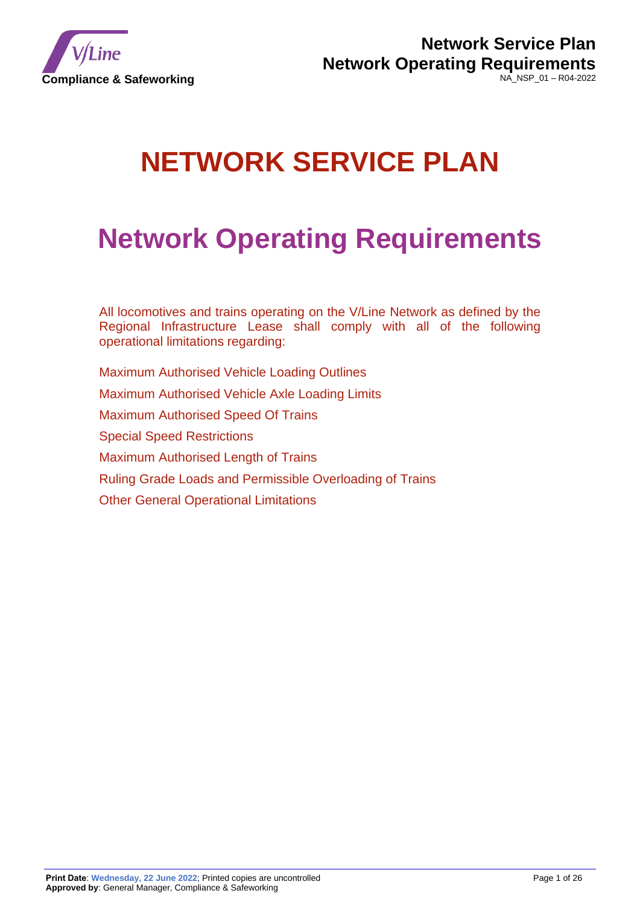# NETWORK SERVICE PLAN

# Network Operating Requirements

All locomotives and trains operating on the V/Line Network as defined by the Regional Infrastructure Lease shall comply with all of the following operational limitations regarding:

Maximum Authorised Vehicle Loading Outlines

Maximum Authorised Vehicle Axle Loading Limits

Maximum Authorised Speed Of Trains

Special Speed Restrictions

Maximum Authorised Length of Trains

Ruling Grade Loads and Permissible Overloading of Trains

Other General Operational Limitations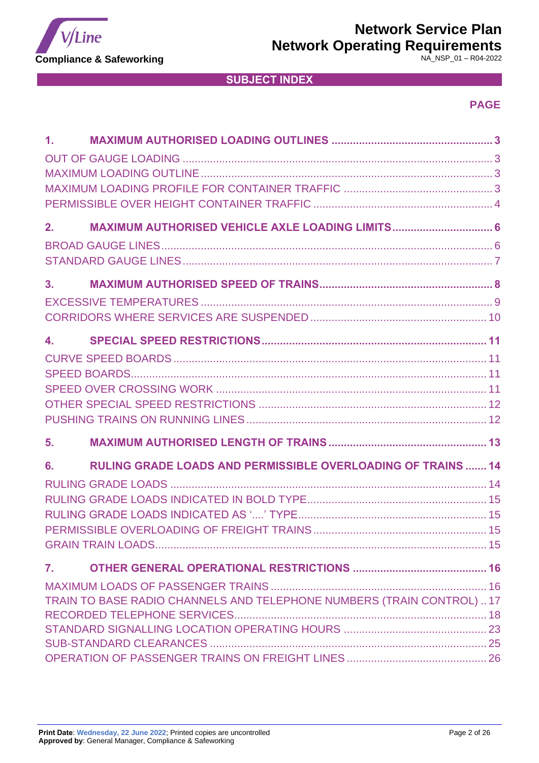## SUBJECT INDEX

**PAGE**

**1. MAXIMUM AUTHORISED LOADING OUTLINES .................................................... 3**

OUT OF GAUGE LOADING ..................................................................................... 3
MAXIMUM LOADING OUTLINE ............................................................................... 3
MAXIMUM LOADING PROFILE FOR CONTAINER TRAFFIC ................................................. 3
PERMISSIBLE OVER HEIGHT CONTAINER TRAFFIC ........................................................... 4

**2. MAXIMUM AUTHORISED VEHICLE AXLE LOADING LIMITS ................................ 6**

BROAD GAUGE LINES ............................................................................................ 6
STANDARD GAUGE LINES ...................................................................................... 7

**3. MAXIMUM AUTHORISED SPEED OF TRAINS ........................................................ 8**

EXCESSIVE TEMPERATURES .................................................................................. 9
CORRIDORS WHERE SERVICES ARE SUSPENDED .......................................................... 10

**4. SPECIAL SPEED RESTRICTIONS ......................................................................... 11**

CURVE SPEED BOARDS ......................................................................................... 11
SPEED BOARDS .................................................................................................... 11
SPEED OVER CROSSING WORK ............................................................................. 11
OTHER SPECIAL SPEED RESTRICTIONS ................................................................... 12
PUSHING TRAINS ON RUNNING LINES .................................................................... 12

**5. MAXIMUM AUTHORISED LENGTH OF TRAINS ................................................... 13**

**6. RULING GRADE LOADS AND PERMISSIBLE OVERLOADING OF TRAINS ....... 14**

RULING GRADE LOADS ........................................................................................ 14
RULING GRADE LOADS INDICATED IN BOLD TYPE .................................................... 15
RULING GRADE LOADS INDICATED AS '....' TYPE ....................................................... 15
PERMISSIBLE OVERLOADING OF FREIGHT TRAINS ...................................................... 15
GRAIN TRAIN LOADS ............................................................................................ 15

**7. OTHER GENERAL OPERATIONAL RESTRICTIONS ............................................ 16**

MAXIMUM LOADS OF PASSENGER TRAINS ................................................................ 16
TRAIN TO BASE RADIO CHANNELS AND TELEPHONE NUMBERS (TRAIN CONTROL) .. 17
RECORDED TELEPHONE SERVICES .......................................................................... 18
STANDARD SIGNALLING LOCATION OPERATING HOURS ............................................. 23
SUB-STANDARD CLEARANCES ............................................................................... 25
OPERATION OF PASSENGER TRAINS ON FREIGHT LINES ............................................. 26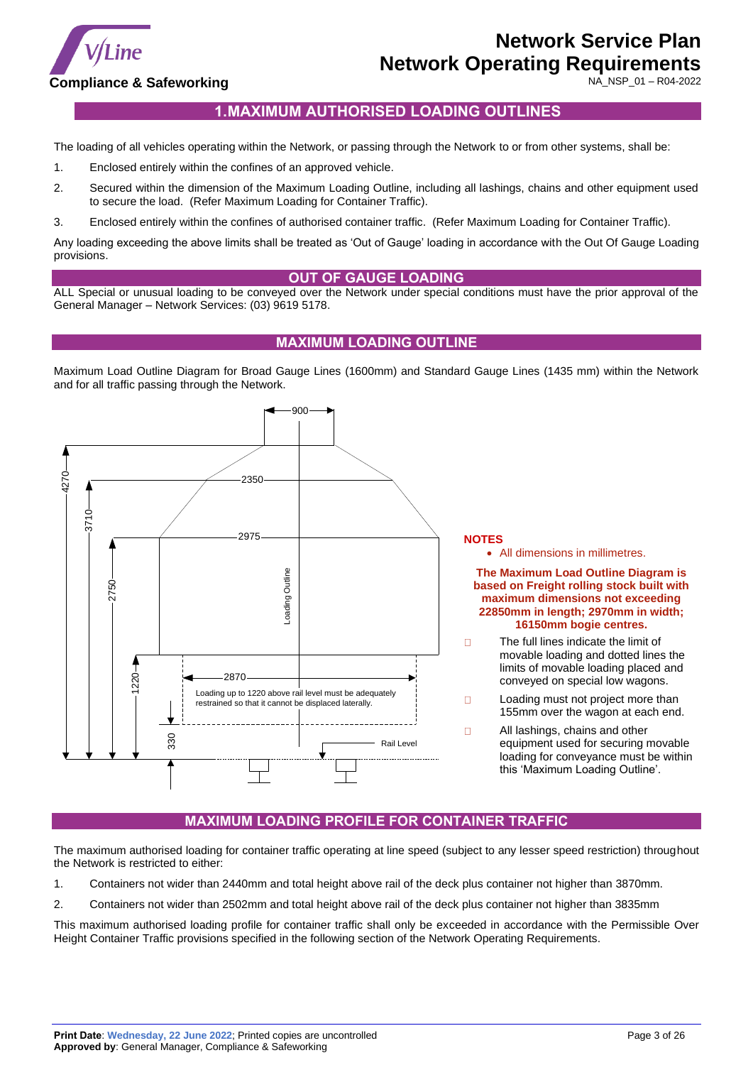# 1. MAXIMUM AUTHORISED LOADING OUTLINES

The loading of all vehicles operating within the Network, or passing through the Network to or from other systems, shall be:

1. Enclosed entirely within the confines of an approved vehicle.
2. Secured within the dimension of the Maximum Loading Outline, including all lashings, chains and other equipment used to secure the load. (Refer Maximum Loading for Container Traffic).
3. Enclosed entirely within the confines of authorised container traffic. (Refer Maximum Loading for Container Traffic).

Any loading exceeding the above limits shall be treated as 'Out of Gauge' loading in accordance with the Out Of Gauge Loading provisions.

## OUT OF GAUGE LOADING

ALL Special or unusual loading to be conveyed over the Network under special conditions must have the prior approval of the General Manager – Network Services: (03) 9619 5178.

## MAXIMUM LOADING OUTLINE

Maximum Load Outline Diagram for Broad Gauge Lines (1600mm) and Standard Gauge Lines (1435 mm) within the Network and for all traffic passing through the Network.

900

2350

2975

2870

4270

3710

2750

1220

330

Loading Outline

Loading up to 1220 above rail level must be adequately restrained so that it cannot be displaced laterally.

Rail Level

**NOTES**

- All dimensions in millimetres.

**The Maximum Load Outline Diagram is based on Freight rolling stock built with maximum dimensions not exceeding 22850mm in length; 2970mm in width; 16150mm bogie centres.**

- The full lines indicate the limit of movable loading and dotted lines the limits of movable loading placed and conveyed on special low wagons.
- Loading must not project more than 155mm over the wagon at each end.
- All lashings, chains and other equipment used for securing movable loading for conveyance must be within this 'Maximum Loading Outline'.

## MAXIMUM LOADING PROFILE FOR CONTAINER TRAFFIC

The maximum authorised loading for container traffic operating at line speed (subject to any lesser speed restriction) throughout the Network is restricted to either:

1. Containers not wider than 2440mm and total height above rail of the deck plus container not higher than 3870mm.
2. Containers not wider than 2502mm and total height above rail of the deck plus container not higher than 3835mm

This maximum authorised loading profile for container traffic shall only be exceeded in accordance with the Permissible Over Height Container Traffic provisions specified in the following section of the Network Operating Requirements.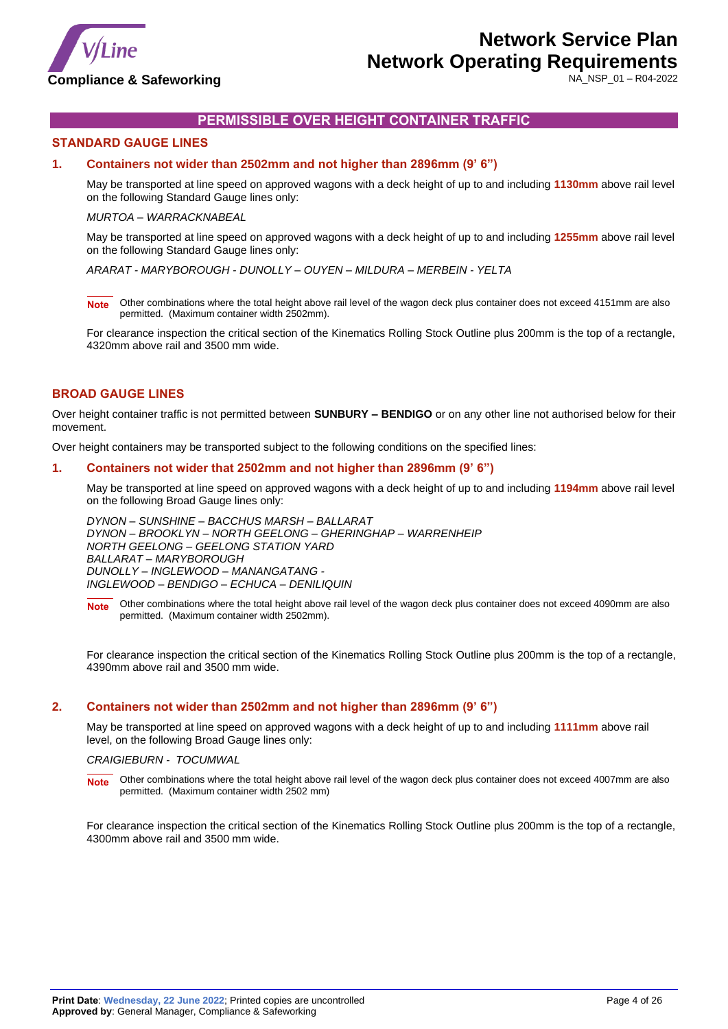## PERMISSIBLE OVER HEIGHT CONTAINER TRAFFIC

### STANDARD GAUGE LINES

#### 1. Containers not wider than 2502mm and not higher than 2896mm (9' 6")

May be transported at line speed on approved wagons with a deck height of up to and including **1130mm** above rail level on the following Standard Gauge lines only:

*MURTOA – WARRACKNABEAL*

May be transported at line speed on approved wagons with a deck height of up to and including **1255mm** above rail level on the following Standard Gauge lines only:

*ARARAT - MARYBOROUGH - DUNOLLY – OUYEN – MILDURA – MERBEIN - YELTA*

**Note** Other combinations where the total height above rail level of the wagon deck plus container does not exceed 4151mm are also permitted. (Maximum container width 2502mm).

For clearance inspection the critical section of the Kinematics Rolling Stock Outline plus 200mm is the top of a rectangle, 4320mm above rail and 3500 mm wide.

### BROAD GAUGE LINES

Over height container traffic is not permitted between **SUNBURY – BENDIGO** or on any other line not authorised below for their movement.

Over height containers may be transported subject to the following conditions on the specified lines:

#### 1. Containers not wider that 2502mm and not higher than 2896mm (9' 6")

May be transported at line speed on approved wagons with a deck height of up to and including **1194mm** above rail level on the following Broad Gauge lines only:

*DYNON – SUNSHINE – BACCHUS MARSH – BALLARAT*
*DYNON – BROOKLYN – NORTH GEELONG – GHERINGHAP – WARRENHEIP*
*NORTH GEELONG – GEELONG STATION YARD*
*BALLARAT – MARYBOROUGH*
*DUNOLLY – INGLEWOOD – MANANGATANG -*
*INGLEWOOD – BENDIGO – ECHUCA – DENILIQUIN*

**Note** Other combinations where the total height above rail level of the wagon deck plus container does not exceed 4090mm are also permitted. (Maximum container width 2502mm).

For clearance inspection the critical section of the Kinematics Rolling Stock Outline plus 200mm is the top of a rectangle, 4390mm above rail and 3500 mm wide.

#### 2. Containers not wider than 2502mm and not higher than 2896mm (9' 6")

May be transported at line speed on approved wagons with a deck height of up to and including **1111mm** above rail level, on the following Broad Gauge lines only:

*CRAIGIEBURN - TOCUMWAL*

**Note** Other combinations where the total height above rail level of the wagon deck plus container does not exceed 4007mm are also permitted. (Maximum container width 2502 mm)

For clearance inspection the critical section of the Kinematics Rolling Stock Outline plus 200mm is the top of a rectangle, 4300mm above rail and 3500 mm wide.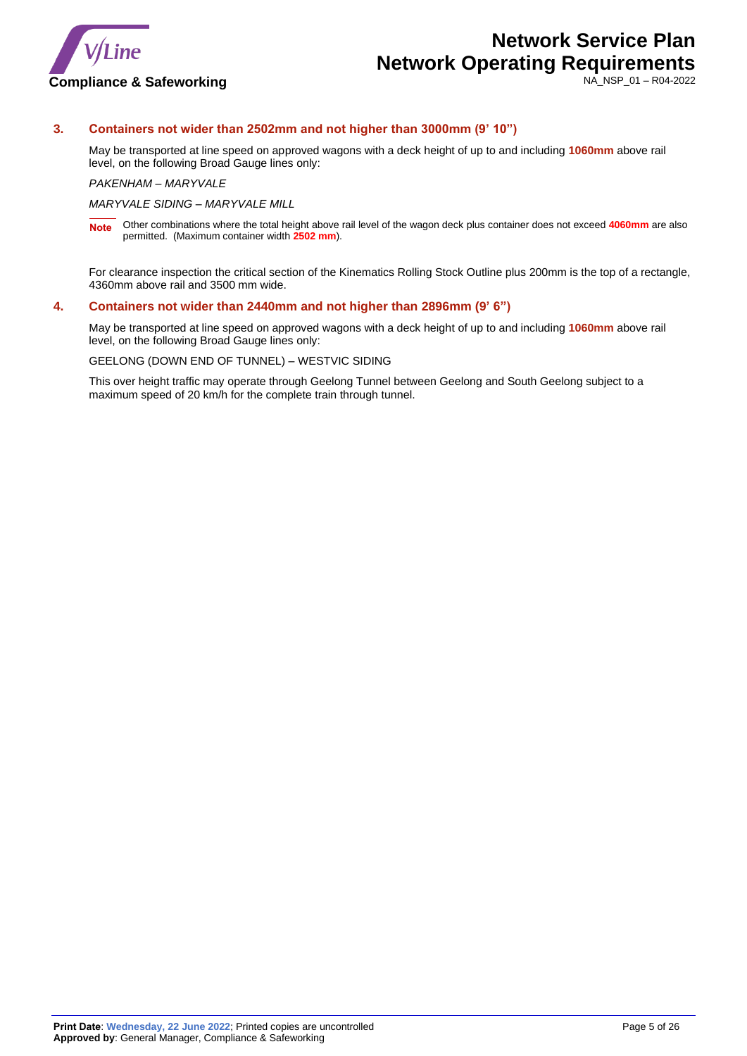### 3. Containers not wider than 2502mm and not higher than 3000mm (9' 10")

May be transported at line speed on approved wagons with a deck height of up to and including **1060mm** above rail level, on the following Broad Gauge lines only:

*PAKENHAM – MARYVALE*

*MARYVALE SIDING – MARYVALE MILL*

**Note** Other combinations where the total height above rail level of the wagon deck plus container does not exceed **4060mm** are also permitted. (Maximum container width **2502 mm**).

For clearance inspection the critical section of the Kinematics Rolling Stock Outline plus 200mm is the top of a rectangle, 4360mm above rail and 3500 mm wide.

### 4. Containers not wider than 2440mm and not higher than 2896mm (9' 6")

May be transported at line speed on approved wagons with a deck height of up to and including **1060mm** above rail level, on the following Broad Gauge lines only:

GEELONG (DOWN END OF TUNNEL) – WESTVIC SIDING

This over height traffic may operate through Geelong Tunnel between Geelong and South Geelong subject to a maximum speed of 20 km/h for the complete train through tunnel.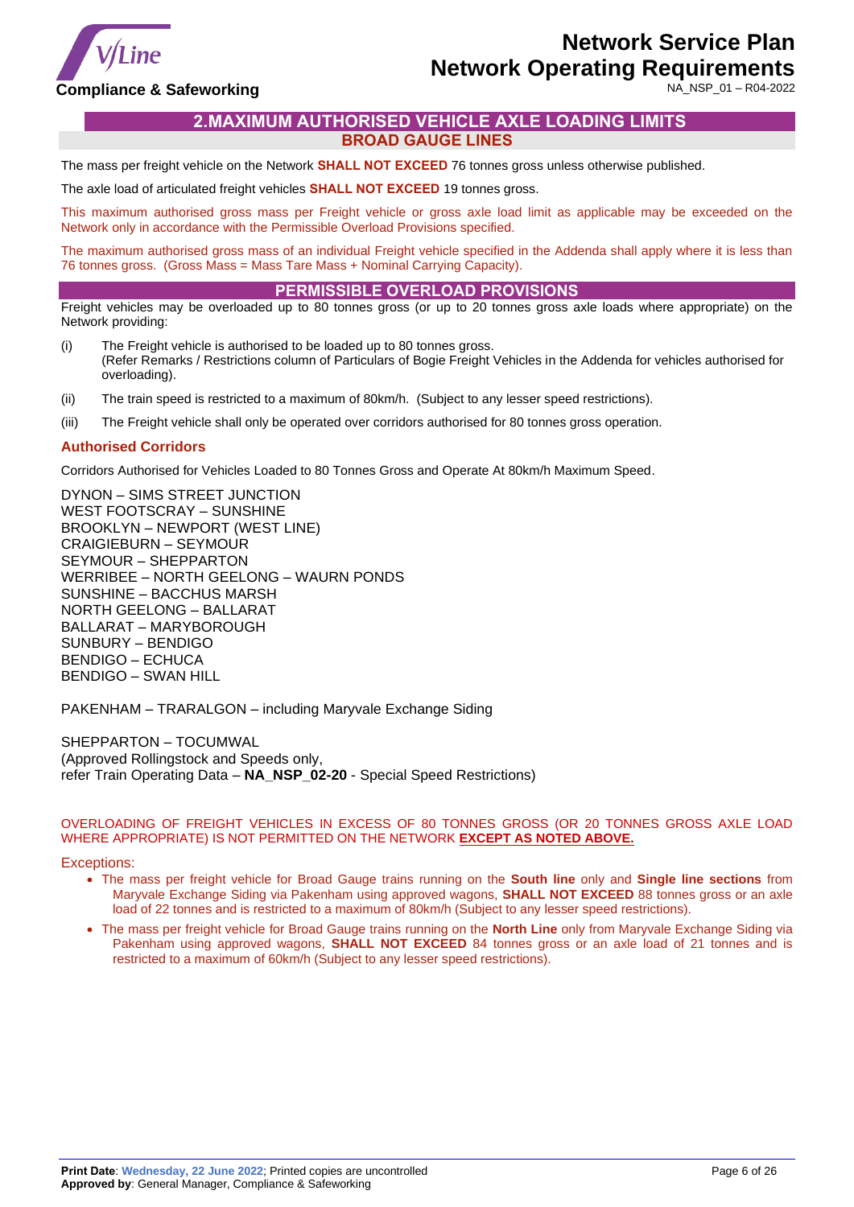## 2.MAXIMUM AUTHORISED VEHICLE AXLE LOADING LIMITS

### BROAD GAUGE LINES

The mass per freight vehicle on the Network **SHALL NOT EXCEED** 76 tonnes gross unless otherwise published.

The axle load of articulated freight vehicles **SHALL NOT EXCEED** 19 tonnes gross.

This maximum authorised gross mass per Freight vehicle or gross axle load limit as applicable may be exceeded on the Network only in accordance with the Permissible Overload Provisions specified.

The maximum authorised gross mass of an individual Freight vehicle specified in the Addenda shall apply where it is less than 76 tonnes gross. (Gross Mass = Mass Tare Mass + Nominal Carrying Capacity).

### PERMISSIBLE OVERLOAD PROVISIONS

Freight vehicles may be overloaded up to 80 tonnes gross (or up to 20 tonnes gross axle loads where appropriate) on the Network providing:

(i) The Freight vehicle is authorised to be loaded up to 80 tonnes gross.
(Refer Remarks / Restrictions column of Particulars of Bogie Freight Vehicles in the Addenda for vehicles authorised for overloading).

(ii) The train speed is restricted to a maximum of 80km/h. (Subject to any lesser speed restrictions).

(iii) The Freight vehicle shall only be operated over corridors authorised for 80 tonnes gross operation.

#### Authorised Corridors

Corridors Authorised for Vehicles Loaded to 80 Tonnes Gross and Operate At 80km/h Maximum Speed.

DYNON – SIMS STREET JUNCTION
WEST FOOTSCRAY – SUNSHINE
BROOKLYN – NEWPORT (WEST LINE)
CRAIGIEBURN – SEYMOUR
SEYMOUR – SHEPPARTON
WERRIBEE – NORTH GEELONG – WAURN PONDS
SUNSHINE – BACCHUS MARSH
NORTH GEELONG – BALLARAT
BALLARAT – MARYBOROUGH
SUNBURY – BENDIGO
BENDIGO – ECHUCA
BENDIGO – SWAN HILL

PAKENHAM – TRARALGON – including Maryvale Exchange Siding

SHEPPARTON – TOCUMWAL
(Approved Rollingstock and Speeds only,
refer Train Operating Data – **NA_NSP_02-20** - Special Speed Restrictions)

OVERLOADING OF FREIGHT VEHICLES IN EXCESS OF 80 TONNES GROSS (OR 20 TONNES GROSS AXLE LOAD WHERE APPROPRIATE) IS NOT PERMITTED ON THE NETWORK **EXCEPT AS NOTED ABOVE.**

Exceptions:

- The mass per freight vehicle for Broad Gauge trains running on the **South line** only and **Single line sections** from Maryvale Exchange Siding via Pakenham using approved wagons, **SHALL NOT EXCEED** 88 tonnes gross or an axle load of 22 tonnes and is restricted to a maximum of 80km/h (Subject to any lesser speed restrictions).
- The mass per freight vehicle for Broad Gauge trains running on the **North Line** only from Maryvale Exchange Siding via Pakenham using approved wagons, **SHALL NOT EXCEED** 84 tonnes gross or an axle load of 21 tonnes and is restricted to a maximum of 60km/h (Subject to any lesser speed restrictions).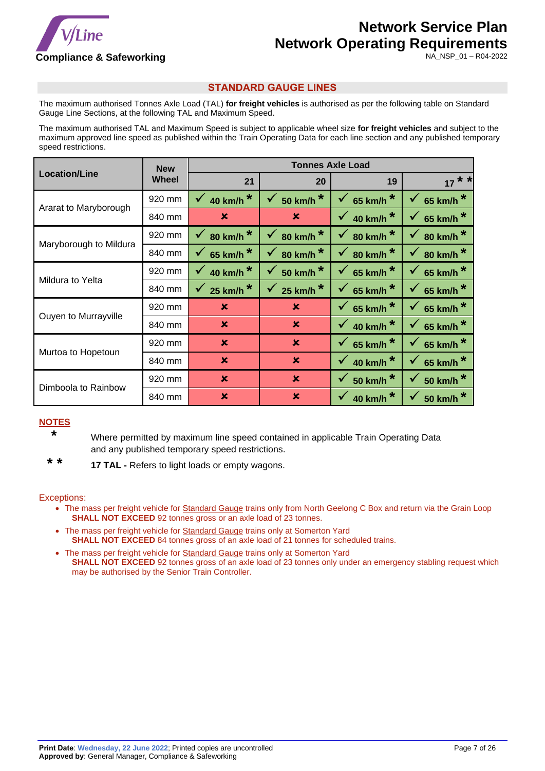## STANDARD GAUGE LINES

The maximum authorised Tonnes Axle Load (TAL) **for freight vehicles** is authorised as per the following table on Standard Gauge Line Sections, at the following TAL and Maximum Speed.

The maximum authorised TAL and Maximum Speed is subject to applicable wheel size **for freight vehicles** and subject to the maximum approved line speed as published within the Train Operating Data for each line section and any published temporary speed restrictions.

| Location/Line | New Wheel | Tonnes Axle Load | | | |
|---|---|---|---|---|---|
| | | 21 | 20 | 19 | 17 * * |
| Ararat to Maryborough | 920 mm | ✓ 40 km/h * | ✓ 50 km/h * | ✓ 65 km/h * | ✓ 65 km/h * |
| | 840 mm | ✗ | ✗ | ✓ 40 km/h * | ✓ 65 km/h * |
| Maryborough to Mildura | 920 mm | ✓ 80 km/h * | ✓ 80 km/h * | ✓ 80 km/h * | ✓ 80 km/h * |
| | 840 mm | ✓ 65 km/h * | ✓ 80 km/h * | ✓ 80 km/h * | ✓ 80 km/h * |
| Mildura to Yelta | 920 mm | ✓ 40 km/h * | ✓ 50 km/h * | ✓ 65 km/h * | ✓ 65 km/h * |
| | 840 mm | ✓ 25 km/h * | ✓ 25 km/h * | ✓ 65 km/h * | ✓ 65 km/h * |
| Ouyen to Murrayville | 920 mm | ✗ | ✗ | ✓ 65 km/h * | ✓ 65 km/h * |
| | 840 mm | ✗ | ✗ | ✓ 40 km/h * | ✓ 65 km/h * |
| Murtoa to Hopetoun | 920 mm | ✗ | ✗ | ✓ 65 km/h * | ✓ 65 km/h * |
| | 840 mm | ✗ | ✗ | ✓ 40 km/h * | ✓ 65 km/h * |
| Dimboola to Rainbow | 920 mm | ✗ | ✗ | ✓ 50 km/h * | ✓ 50 km/h * |
| | 840 mm | ✗ | ✗ | ✓ 40 km/h * | ✓ 50 km/h * |

**NOTES**

\* Where permitted by maximum line speed contained in applicable Train Operating Data and any published temporary speed restrictions.

\* \* **17 TAL -** Refers to light loads or empty wagons.

Exceptions:

- The mass per freight vehicle for Standard Gauge trains only from North Geelong C Box and return via the Grain Loop **SHALL NOT EXCEED** 92 tonnes gross or an axle load of 23 tonnes.
- The mass per freight vehicle for Standard Gauge trains only at Somerton Yard **SHALL NOT EXCEED** 84 tonnes gross of an axle load of 21 tonnes for scheduled trains.
- The mass per freight vehicle for Standard Gauge trains only at Somerton Yard **SHALL NOT EXCEED** 92 tonnes gross of an axle load of 23 tonnes only under an emergency stabling request which may be authorised by the Senior Train Controller.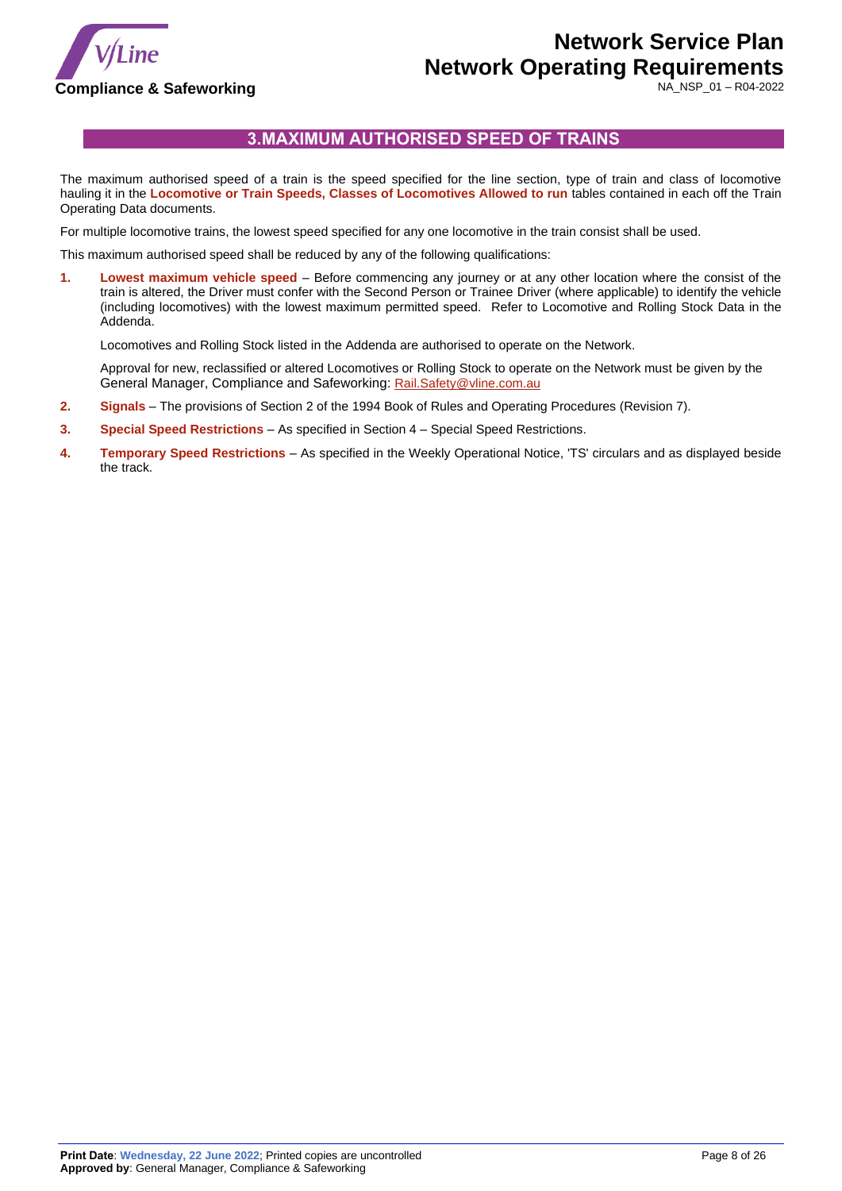## 3. MAXIMUM AUTHORISED SPEED OF TRAINS

The maximum authorised speed of a train is the speed specified for the line section, type of train and class of locomotive hauling it in the **Locomotive or Train Speeds, Classes of Locomotives Allowed to run** tables contained in each off the Train Operating Data documents.

For multiple locomotive trains, the lowest speed specified for any one locomotive in the train consist shall be used.

This maximum authorised speed shall be reduced by any of the following qualifications:

1. **Lowest maximum vehicle speed** – Before commencing any journey or at any other location where the consist of the train is altered, the Driver must confer with the Second Person or Trainee Driver (where applicable) to identify the vehicle (including locomotives) with the lowest maximum permitted speed. Refer to Locomotive and Rolling Stock Data in the Addenda.

   Locomotives and Rolling Stock listed in the Addenda are authorised to operate on the Network.

   Approval for new, reclassified or altered Locomotives or Rolling Stock to operate on the Network must be given by the General Manager, Compliance and Safeworking: Rail.Safety@vline.com.au

2. **Signals** – The provisions of Section 2 of the 1994 Book of Rules and Operating Procedures (Revision 7).

3. **Special Speed Restrictions** – As specified in Section 4 – Special Speed Restrictions.

4. **Temporary Speed Restrictions** – As specified in the Weekly Operational Notice, 'TS' circulars and as displayed beside the track.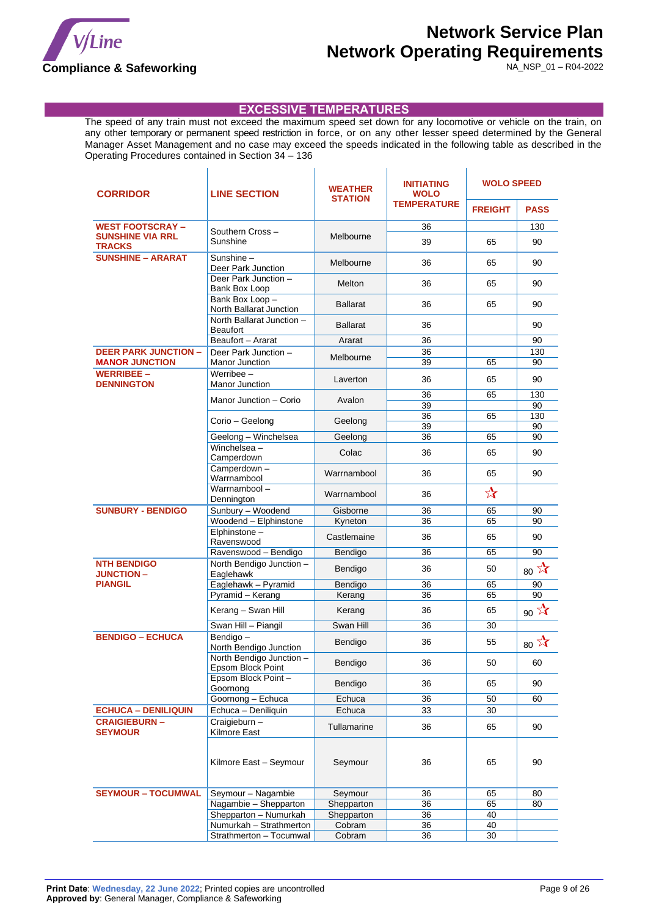## EXCESSIVE TEMPERATURES

The speed of any train must not exceed the maximum speed set down for any locomotive or vehicle on the train, on any other temporary or permanent speed restriction in force, or on any other lesser speed determined by the General Manager Asset Management and no case may exceed the speeds indicated in the following table as described in the Operating Procedures contained in Section 34 – 136

| CORRIDOR | LINE SECTION | WEATHER STATION | INITIATING WOLO TEMPERATURE | WOLO SPEED | |
|---|---|---|---|---|---|
| | | | | FREIGHT | PASS |
| WEST FOOTSCRAY – SUNSHINE VIA RRL TRACKS | Southern Cross – Sunshine | Melbourne | 36 | | 130 |
| | | | 39 | 65 | 90 |
| SUNSHINE – ARARAT | Sunshine – Deer Park Junction | Melbourne | 36 | 65 | 90 |
| | Deer Park Junction – Bank Box Loop | Melton | 36 | 65 | 90 |
| | Bank Box Loop – North Ballarat Junction | Ballarat | 36 | 65 | 90 |
| | North Ballarat Junction – Beaufort | Ballarat | 36 | | 90 |
| | Beaufort – Ararat | Ararat | 36 | | 90 |
| DEER PARK JUNCTION – MANOR JUNCTION | Deer Park Junction – Manor Junction | Melbourne | 36 | | 130 |
| | | | 39 | 65 | 90 |
| WERRIBEE – DENNINGTON | Werribee – Manor Junction | Laverton | 36 | 65 | 90 |
| | Manor Junction – Corio | Avalon | 36 | 65 | 130 |
| | | | 39 | | 90 |
| | Corio – Geelong | Geelong | 36 | 65 | 130 |
| | | | 39 | | 90 |
| | Geelong – Winchelsea | Geelong | 36 | 65 | 90 |
| | Winchelsea – Camperdown | Colac | 36 | 65 | 90 |
| | Camperdown – Warrnambool | Warrnambool | 36 | 65 | 90 |
| | Warrnambool – Dennington | Warrnambool | 36 | ☆ | |
| SUNBURY - BENDIGO | Sunbury – Woodend | Gisborne | 36 | 65 | 90 |
| | Woodend – Elphinstone | Kyneton | 36 | 65 | 90 |
| | Elphinstone – Ravenswood | Castlemaine | 36 | 65 | 90 |
| | Ravenswood – Bendigo | Bendigo | 36 | 65 | 90 |
| NTH BENDIGO JUNCTION – PIANGIL | North Bendigo Junction – Eaglehawk | Bendigo | 36 | 50 | 80 ☆ |
| | Eaglehawk – Pyramid | Bendigo | 36 | 65 | 90 |
| | Pyramid – Kerang | Kerang | 36 | 65 | 90 |
| | Kerang – Swan Hill | Kerang | 36 | 65 | 90 ☆ |
| | Swan Hill – Piangil | Swan Hill | 36 | 30 | |
| BENDIGO – ECHUCA | Bendigo – North Bendigo Junction | Bendigo | 36 | 55 | 80 ☆ |
| | North Bendigo Junction – Epsom Block Point | Bendigo | 36 | 50 | 60 |
| | Epsom Block Point – Goornong | Bendigo | 36 | 65 | 90 |
| | Goornong – Echuca | Echuca | 36 | 50 | 60 |
| ECHUCA – DENILIQUIN | Echuca – Deniliquin | Echuca | 33 | 30 | |
| CRAIGIEBURN – SEYMOUR | Craigieburn – Kilmore East | Tullamarine | 36 | 65 | 90 |
| | Kilmore East – Seymour | Seymour | 36 | 65 | 90 |
| SEYMOUR – TOCUMWAL | Seymour – Nagambie | Seymour | 36 | 65 | 80 |
| | Nagambie – Shepparton | Shepparton | 36 | 65 | 80 |
| | Shepparton – Numurkah | Shepparton | 36 | 40 | |
| | Numurkah – Strathmerton | Cobram | 36 | 40 | |
| | Strathmerton – Tocumwal | Cobram | 36 | 30 | |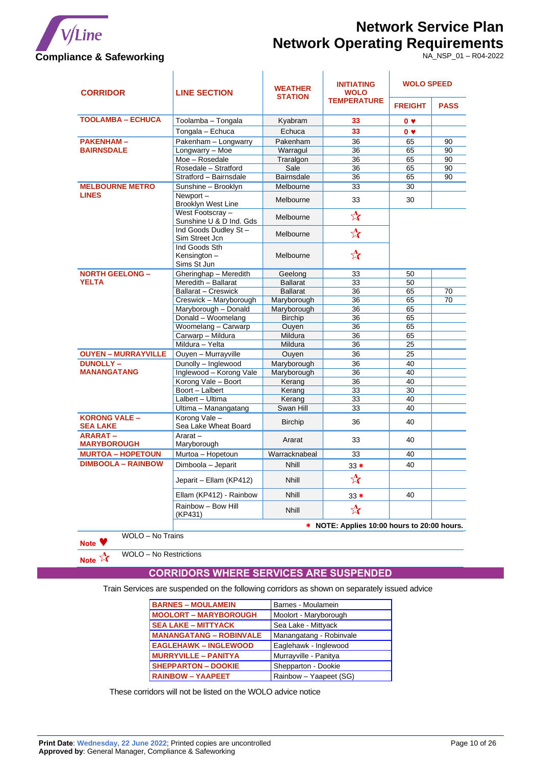Compliance & Safeworking

# Network Service Plan
# Network Operating Requirements

NA_NSP_01 – R04-2022

| CORRIDOR | LINE SECTION | WEATHER STATION | INITIATING WOLO TEMPERATURE | WOLO SPEED | |
|---|---|---|---|---|---|
| | | | | FREIGHT | PASS |
| TOOLAMBA – ECHUCA | Toolamba – Tongala | Kyabram | 33 | 0 ♥ | |
| | Tongala – Echuca | Echuca | 33 | 0 ♥ | |
| PAKENHAM – BAIRNSDALE | Pakenham – Longwarry | Pakenham | 36 | 65 | 90 |
| | Longwarry – Moe | Warragul | 36 | 65 | 90 |
| | Moe – Rosedale | Traralgon | 36 | 65 | 90 |
| | Rosedale – Stratford | Sale | 36 | 65 | 90 |
| | Stratford – Bairnsdale | Bairnsdale | 36 | 65 | 90 |
| MELBOURNE METRO LINES | Sunshine – Brooklyn | Melbourne | 33 | 30 | |
| | Newport – Brooklyn West Line | Melbourne | 33 | 30 | |
| | West Footscray – Sunshine U & D Ind. Gds | Melbourne | ☆ | | |
| | Ind Goods Dudley St – Sim Street Jcn | Melbourne | ☆ | | |
| | Ind Goods Sth Kensington – Sims St Jun | Melbourne | ☆ | | |
| NORTH GEELONG – YELTA | Gheringhap – Meredith | Geelong | 33 | 50 | |
| | Meredith – Ballarat | Ballarat | 33 | 50 | |
| | Ballarat – Creswick | Ballarat | 36 | 65 | 70 |
| | Creswick – Maryborough | Maryborough | 36 | 65 | 70 |
| | Maryborough – Donald | Maryborough | 36 | 65 | |
| | Donald – Woomelang | Birchip | 36 | 65 | |
| | Woomelang – Carwarp | Ouyen | 36 | 65 | |
| | Carwarp – Mildura | Mildura | 36 | 65 | |
| | Mildura – Yelta | Mildura | 36 | 25 | |
| OUYEN – MURRAYVILLE | Ouyen – Murrayville | Ouyen | 36 | 25 | |
| DUNOLLY – MANANGATANG | Dunolly – Inglewood | Maryborough | 36 | 40 | |
| | Inglewood – Korong Vale | Maryborough | 36 | 40 | |
| | Korong Vale – Boort | Kerang | 36 | 40 | |
| | Boort – Lalbert | Kerang | 33 | 30 | |
| | Lalbert – Ultima | Kerang | 33 | 40 | |
| | Ultima – Manangatang | Swan Hill | 33 | 40 | |
| KORONG VALE – SEA LAKE | Korong Vale – Sea Lake Wheat Board | Birchip | 36 | 40 | |
| ARARAT – MARYBOROUGH | Ararat – Maryborough | Ararat | 33 | 40 | |
| MURTOA – HOPETOUN | Murtoa – Hopetoun | Warracknabeal | 33 | 40 | |
| DIMBOOLA – RAINBOW | Dimboola – Jeparit | Nhill | 33 * | 40 | |
| | Jeparit – Ellam (KP412) | Nhill | ☆ | | |
| | Ellam (KP412) - Rainbow | Nhill | 33 * | 40 | |
| | Rainbow – Bow Hill (KP431) | Nhill | ☆ | | |

\* **NOTE: Applies 10:00 hours to 20:00 hours.**

**Note** ♥ WOLO – No Trains

**Note** ☆ WOLO – No Restrictions

## CORRIDORS WHERE SERVICES ARE SUSPENDED

Train Services are suspended on the following corridors as shown on separately issued advice

| | |
|---|---|
| BARNES – MOULAMEIN | Barnes - Moulamein |
| MOOLORT – MARYBOROUGH | Moolort - Maryborough |
| SEA LAKE – MITTYACK | Sea Lake - Mittyack |
| MANANGATANG – ROBINVALE | Manangatang - Robinvale |
| EAGLEHAWK – INGLEWOOD | Eaglehawk - Inglewood |
| MURRYVILLE – PANITYA | Murrayville - Panitya |
| SHEPPARTON – DOOKIE | Shepparton - Dookie |
| RAINBOW – YAAPEET | Rainbow – Yaapeet (SG) |

These corridors will not be listed on the WOLO advice notice

**Print Date**: Wednesday, 22 June 2022; Printed copies are uncontrolled
**Approved by**: General Manager, Compliance & Safeworking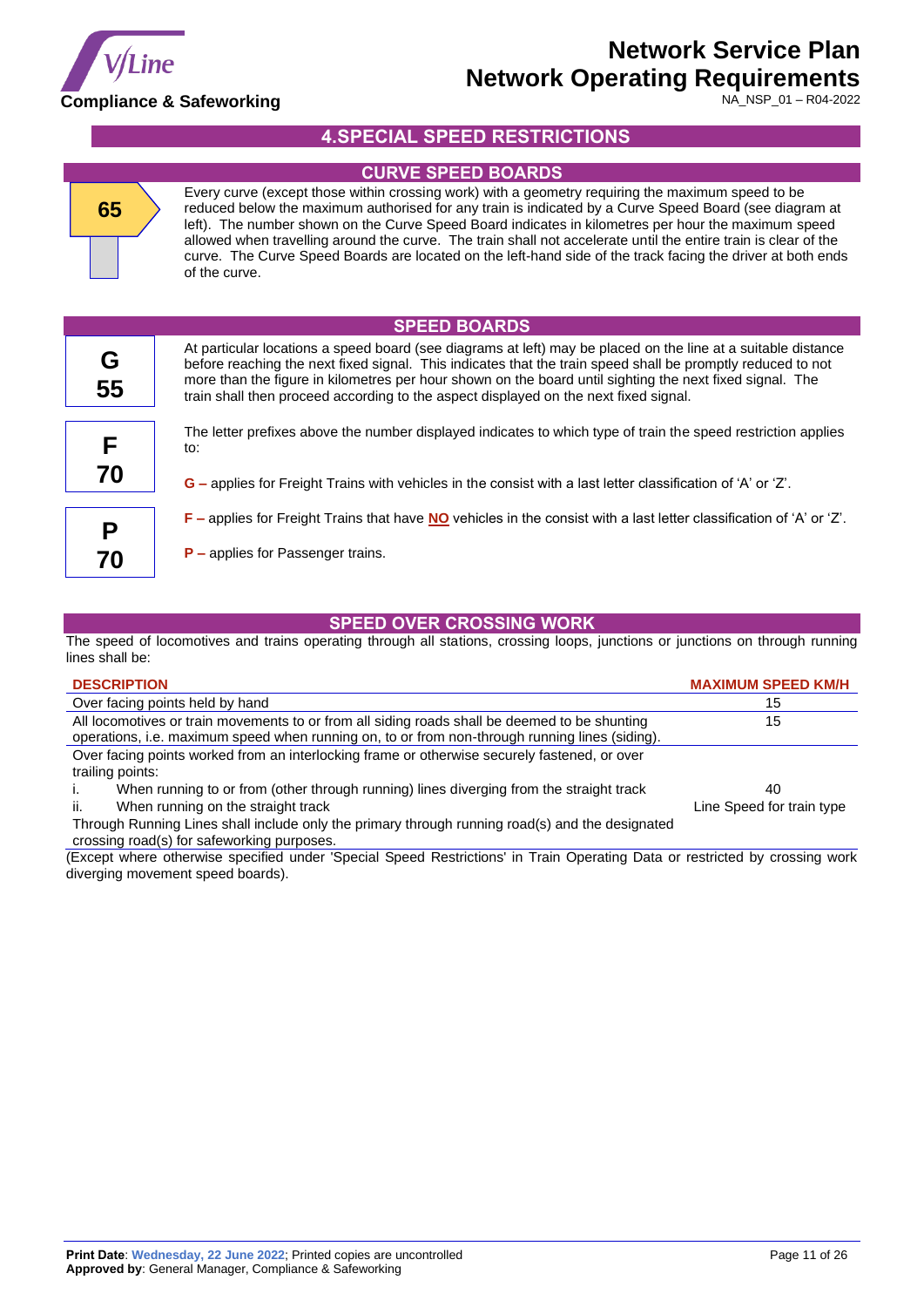# 4. SPECIAL SPEED RESTRICTIONS

## CURVE SPEED BOARDS

65

Every curve (except those within crossing work) with a geometry requiring the maximum speed to be reduced below the maximum authorised for any train is indicated by a Curve Speed Board (see diagram at left). The number shown on the Curve Speed Board indicates in kilometres per hour the maximum speed allowed when travelling around the curve. The train shall not accelerate until the entire train is clear of the curve. The Curve Speed Boards are located on the left-hand side of the track facing the driver at both ends of the curve.

## SPEED BOARDS

G 55

F 70

P 70

At particular locations a speed board (see diagrams at left) may be placed on the line at a suitable distance before reaching the next fixed signal. This indicates that the train speed shall be promptly reduced to not more than the figure in kilometres per hour shown on the board until sighting the next fixed signal. The train shall then proceed according to the aspect displayed on the next fixed signal.

The letter prefixes above the number displayed indicates to which type of train the speed restriction applies to:

**G –** applies for Freight Trains with vehicles in the consist with a last letter classification of 'A' or 'Z'.

**F –** applies for Freight Trains that have **NO** vehicles in the consist with a last letter classification of 'A' or 'Z'.

**P –** applies for Passenger trains.

## SPEED OVER CROSSING WORK

The speed of locomotives and trains operating through all stations, crossing loops, junctions or junctions on through running lines shall be:

| DESCRIPTION | MAXIMUM SPEED KM/H |
|---|---|
| Over facing points held by hand | 15 |
| All locomotives or train movements to or from all siding roads shall be deemed to be shunting operations, i.e. maximum speed when running on, to or from non-through running lines (siding). | 15 |
| Over facing points worked from an interlocking frame or otherwise securely fastened, or over trailing points: | |
| i. When running to or from (other through running) lines diverging from the straight track | 40 |
| ii. When running on the straight track | Line Speed for train type |
| Through Running Lines shall include only the primary through running road(s) and the designated crossing road(s) for safeworking purposes. | |

(Except where otherwise specified under 'Special Speed Restrictions' in Train Operating Data or restricted by crossing work diverging movement speed boards).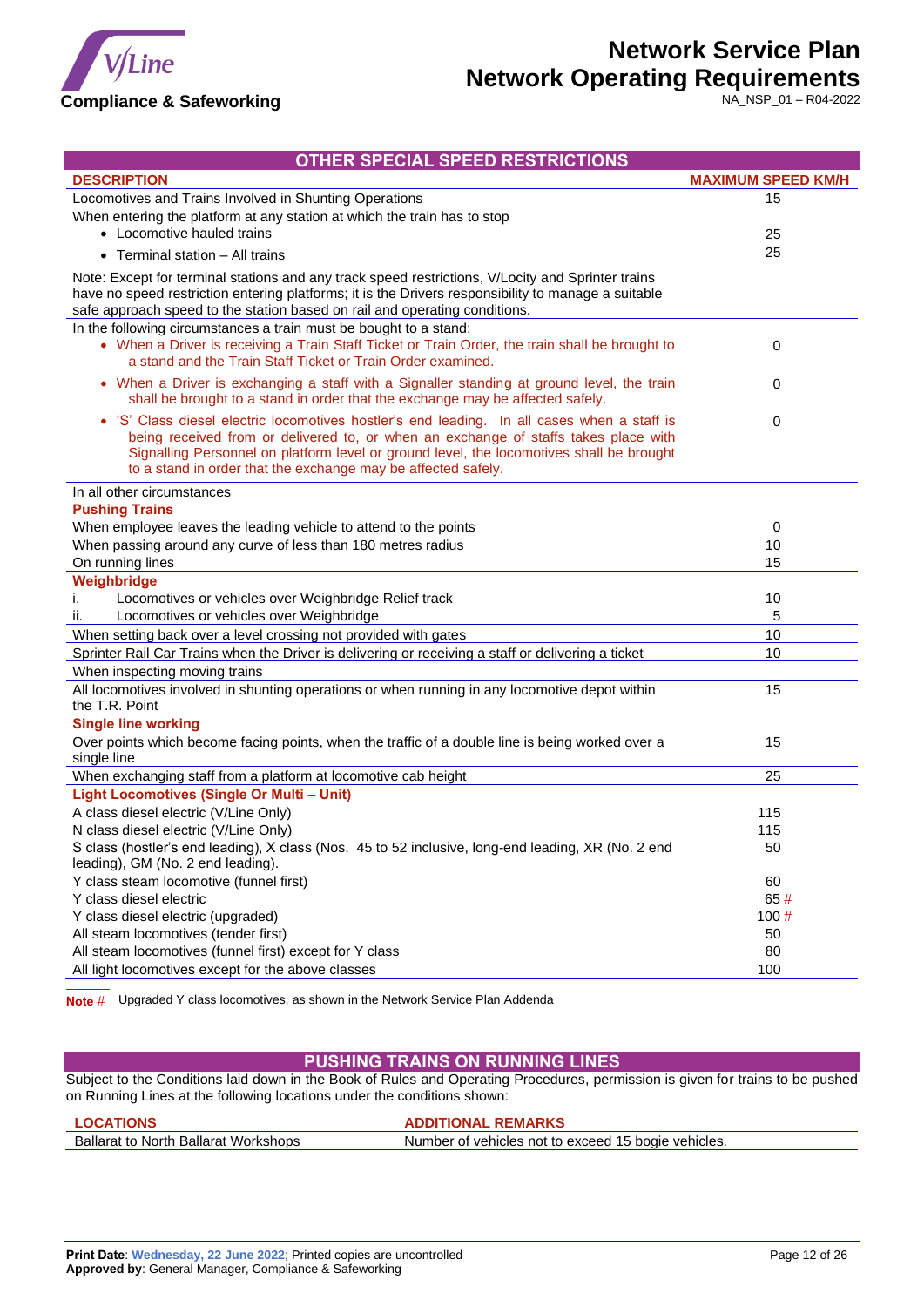## OTHER SPECIAL SPEED RESTRICTIONS

| DESCRIPTION | MAXIMUM SPEED KM/H |
|---|---|
| Locomotives and Trains Involved in Shunting Operations | 15 |
| When entering the platform at any station at which the train has to stop | |
| • Locomotive hauled trains | 25 |
| • Terminal station – All trains | 25 |
| Note: Except for terminal stations and any track speed restrictions, V/Locity and Sprinter trains have no speed restriction entering platforms; it is the Drivers responsibility to manage a suitable safe approach speed to the station based on rail and operating conditions. | |
| In the following circumstances a train must be bought to a stand: | |
| • When a Driver is receiving a Train Staff Ticket or Train Order, the train shall be brought to a stand and the Train Staff Ticket or Train Order examined. | 0 |
| • When a Driver is exchanging a staff with a Signaller standing at ground level, the train shall be brought to a stand in order that the exchange may be affected safely. | 0 |
| • 'S' Class diesel electric locomotives hostler's end leading. In all cases when a staff is being received from or delivered to, or when an exchange of staffs takes place with Signalling Personnel on platform level or ground level, the locomotives shall be brought to a stand in order that the exchange may be affected safely. | 0 |
| In all other circumstances | |
| **Pushing Trains** | |
| When employee leaves the leading vehicle to attend to the points | 0 |
| When passing around any curve of less than 180 metres radius | 10 |
| On running lines | 15 |
| **Weighbridge** | |
| i. Locomotives or vehicles over Weighbridge Relief track | 10 |
| ii. Locomotives or vehicles over Weighbridge | 5 |
| When setting back over a level crossing not provided with gates | 10 |
| Sprinter Rail Car Trains when the Driver is delivering or receiving a staff or delivering a ticket | 10 |
| When inspecting moving trains | |
| All locomotives involved in shunting operations or when running in any locomotive depot within the T.R. Point | 15 |
| **Single line working** | |
| Over points which become facing points, when the traffic of a double line is being worked over a single line | 15 |
| When exchanging staff from a platform at locomotive cab height | 25 |
| **Light Locomotives (Single Or Multi – Unit)** | |
| A class diesel electric (V/Line Only) | 115 |
| N class diesel electric (V/Line Only) | 115 |
| S class (hostler's end leading), X class (Nos. 45 to 52 inclusive, long-end leading, XR (No. 2 end leading), GM (No. 2 end leading). | 50 |
| Y class steam locomotive (funnel first) | 60 |
| Y class diesel electric | 65 # |
| Y class diesel electric (upgraded) | 100 # |
| All steam locomotives (tender first) | 50 |
| All steam locomotives (funnel first) except for Y class | 80 |
| All light locomotives except for the above classes | 100 |

**Note #** Upgraded Y class locomotives, as shown in the Network Service Plan Addenda

## PUSHING TRAINS ON RUNNING LINES

Subject to the Conditions laid down in the Book of Rules and Operating Procedures, permission is given for trains to be pushed on Running Lines at the following locations under the conditions shown:

| LOCATIONS | ADDITIONAL REMARKS |
|---|---|
| Ballarat to North Ballarat Workshops | Number of vehicles not to exceed 15 bogie vehicles. |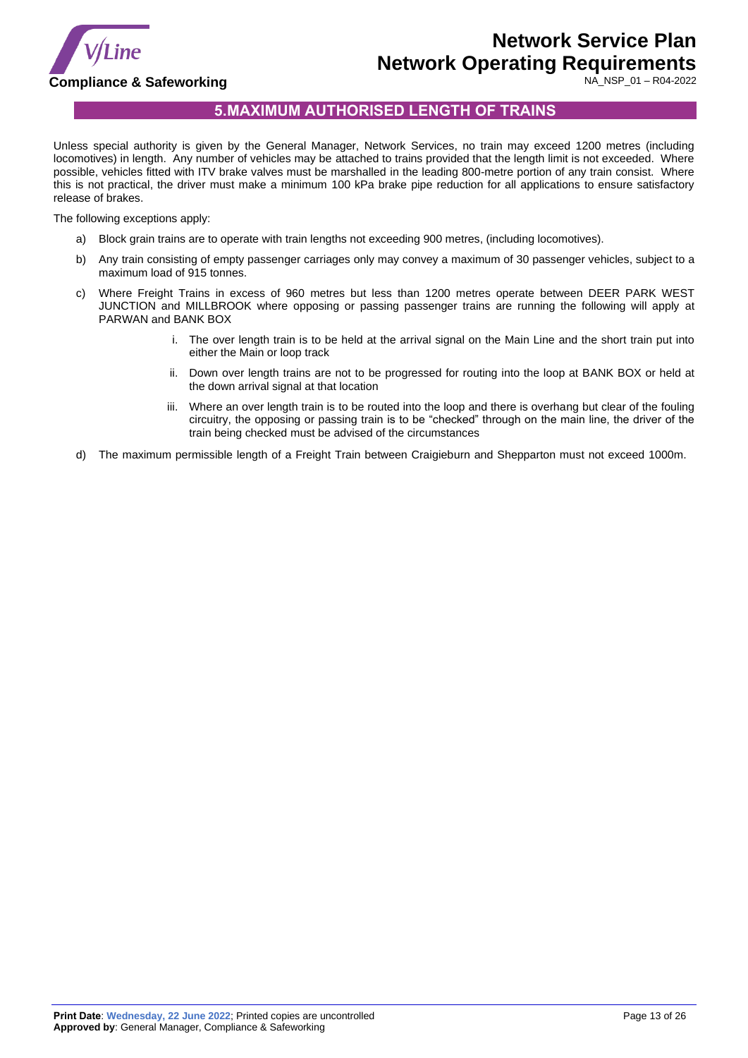## 5.MAXIMUM AUTHORISED LENGTH OF TRAINS

Unless special authority is given by the General Manager, Network Services, no train may exceed 1200 metres (including locomotives) in length. Any number of vehicles may be attached to trains provided that the length limit is not exceeded. Where possible, vehicles fitted with ITV brake valves must be marshalled in the leading 800-metre portion of any train consist. Where this is not practical, the driver must make a minimum 100 kPa brake pipe reduction for all applications to ensure satisfactory release of brakes.

The following exceptions apply:

a) Block grain trains are to operate with train lengths not exceeding 900 metres, (including locomotives).

b) Any train consisting of empty passenger carriages only may convey a maximum of 30 passenger vehicles, subject to a maximum load of 915 tonnes.

c) Where Freight Trains in excess of 960 metres but less than 1200 metres operate between DEER PARK WEST JUNCTION and MILLBROOK where opposing or passing passenger trains are running the following will apply at PARWAN and BANK BOX

   i. The over length train is to be held at the arrival signal on the Main Line and the short train put into either the Main or loop track

   ii. Down over length trains are not to be progressed for routing into the loop at BANK BOX or held at the down arrival signal at that location

   iii. Where an over length train is to be routed into the loop and there is overhang but clear of the fouling circuitry, the opposing or passing train is to be "checked" through on the main line, the driver of the train being checked must be advised of the circumstances

d) The maximum permissible length of a Freight Train between Craigieburn and Shepparton must not exceed 1000m.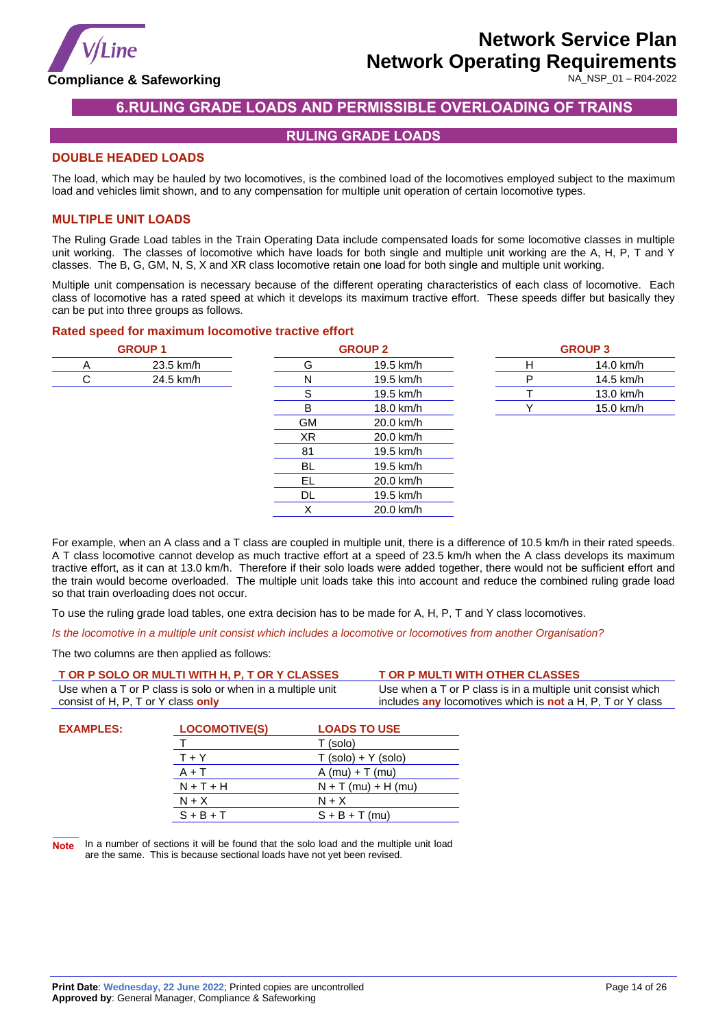## 6. RULING GRADE LOADS AND PERMISSIBLE OVERLOADING OF TRAINS

### RULING GRADE LOADS

#### DOUBLE HEADED LOADS

The load, which may be hauled by two locomotives, is the combined load of the locomotives employed subject to the maximum load and vehicles limit shown, and to any compensation for multiple unit operation of certain locomotive types.

#### MULTIPLE UNIT LOADS

The Ruling Grade Load tables in the Train Operating Data include compensated loads for some locomotive classes in multiple unit working. The classes of locomotive which have loads for both single and multiple unit working are the A, H, P, T and Y classes. The B, G, GM, N, S, X and XR class locomotive retain one load for both single and multiple unit working.

Multiple unit compensation is necessary because of the different operating characteristics of each class of locomotive. Each class of locomotive has a rated speed at which it develops its maximum tractive effort. These speeds differ but basically they can be put into three groups as follows.

**Rated speed for maximum locomotive tractive effort**

| GROUP 1 | |
|---|---|
| A | 23.5 km/h |
| C | 24.5 km/h |

| GROUP 2 | |
|---|---|
| G | 19.5 km/h |
| N | 19.5 km/h |
| S | 19.5 km/h |
| B | 18.0 km/h |
| GM | 20.0 km/h |
| XR | 20.0 km/h |
| 81 | 19.5 km/h |
| BL | 19.5 km/h |
| EL | 20.0 km/h |
| DL | 19.5 km/h |
| X | 20.0 km/h |

| GROUP 3 | |
|---|---|
| H | 14.0 km/h |
| P | 14.5 km/h |
| T | 13.0 km/h |
| Y | 15.0 km/h |

For example, when an A class and a T class are coupled in multiple unit, there is a difference of 10.5 km/h in their rated speeds. A T class locomotive cannot develop as much tractive effort at a speed of 23.5 km/h when the A class develops its maximum tractive effort, as it can at 13.0 km/h. Therefore if their solo loads were added together, there would not be sufficient effort and the train would become overloaded. The multiple unit loads take this into account and reduce the combined ruling grade load so that train overloading does not occur.

To use the ruling grade load tables, one extra decision has to be made for A, H, P, T and Y class locomotives.

*Is the locomotive in a multiple unit consist which includes a locomotive or locomotives from another Organisation?*

The two columns are then applied as follows:

| T OR P SOLO OR MULTI WITH H, P, T OR Y CLASSES | T OR P MULTI WITH OTHER CLASSES |
|---|---|
| Use when a T or P class is solo or when in a multiple unit consist of H, P, T or Y class **only** | Use when a T or P class is in a multiple unit consist which includes **any** locomotives which is **not** a H, P, T or Y class |

**EXAMPLES:**

| LOCOMOTIVE(S) | LOADS TO USE |
|---|---|
| T | T (solo) |
| T + Y | T (solo) + Y (solo) |
| A + T | A (mu) + T (mu) |
| N + T + H | N + T (mu) + H (mu) |
| N + X | N + X |
| S + B + T | S + B + T (mu) |

**Note** In a number of sections it will be found that the solo load and the multiple unit load are the same. This is because sectional loads have not yet been revised.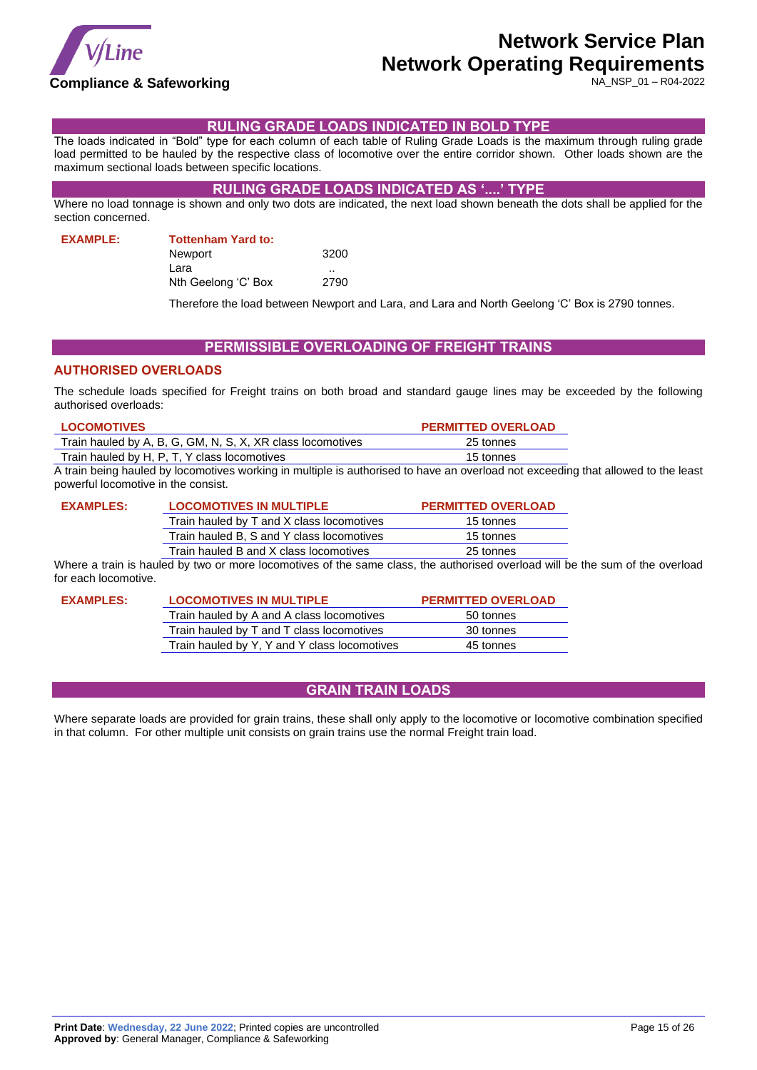## RULING GRADE LOADS INDICATED IN BOLD TYPE

The loads indicated in "Bold" type for each column of each table of Ruling Grade Loads is the maximum through ruling grade load permitted to be hauled by the respective class of locomotive over the entire corridor shown. Other loads shown are the maximum sectional loads between specific locations.

## RULING GRADE LOADS INDICATED AS '....' TYPE

Where no load tonnage is shown and only two dots are indicated, the next load shown beneath the dots shall be applied for the section concerned.

**EXAMPLE:**

| Tottenham Yard to: | |
|---|---|
| Newport | 3200 |
| Lara | .. |
| Nth Geelong 'C' Box | 2790 |

Therefore the load between Newport and Lara, and Lara and North Geelong 'C' Box is 2790 tonnes.

## PERMISSIBLE OVERLOADING OF FREIGHT TRAINS

### AUTHORISED OVERLOADS

The schedule loads specified for Freight trains on both broad and standard gauge lines may be exceeded by the following authorised overloads:

| LOCOMOTIVES | PERMITTED OVERLOAD |
|---|---|
| Train hauled by A, B, G, GM, N, S, X, XR class locomotives | 25 tonnes |
| Train hauled by H, P, T, Y class locomotives | 15 tonnes |

A train being hauled by locomotives working in multiple is authorised to have an overload not exceeding that allowed to the least powerful locomotive in the consist.

**EXAMPLES:**

| LOCOMOTIVES IN MULTIPLE | PERMITTED OVERLOAD |
|---|---|
| Train hauled by T and X class locomotives | 15 tonnes |
| Train hauled B, S and Y class locomotives | 15 tonnes |
| Train hauled B and X class locomotives | 25 tonnes |

Where a train is hauled by two or more locomotives of the same class, the authorised overload will be the sum of the overload for each locomotive.

**EXAMPLES:**

| LOCOMOTIVES IN MULTIPLE | PERMITTED OVERLOAD |
|---|---|
| Train hauled by A and A class locomotives | 50 tonnes |
| Train hauled by T and T class locomotives | 30 tonnes |
| Train hauled by Y, Y and Y class locomotives | 45 tonnes |

## GRAIN TRAIN LOADS

Where separate loads are provided for grain trains, these shall only apply to the locomotive or locomotive combination specified in that column. For other multiple unit consists on grain trains use the normal Freight train load.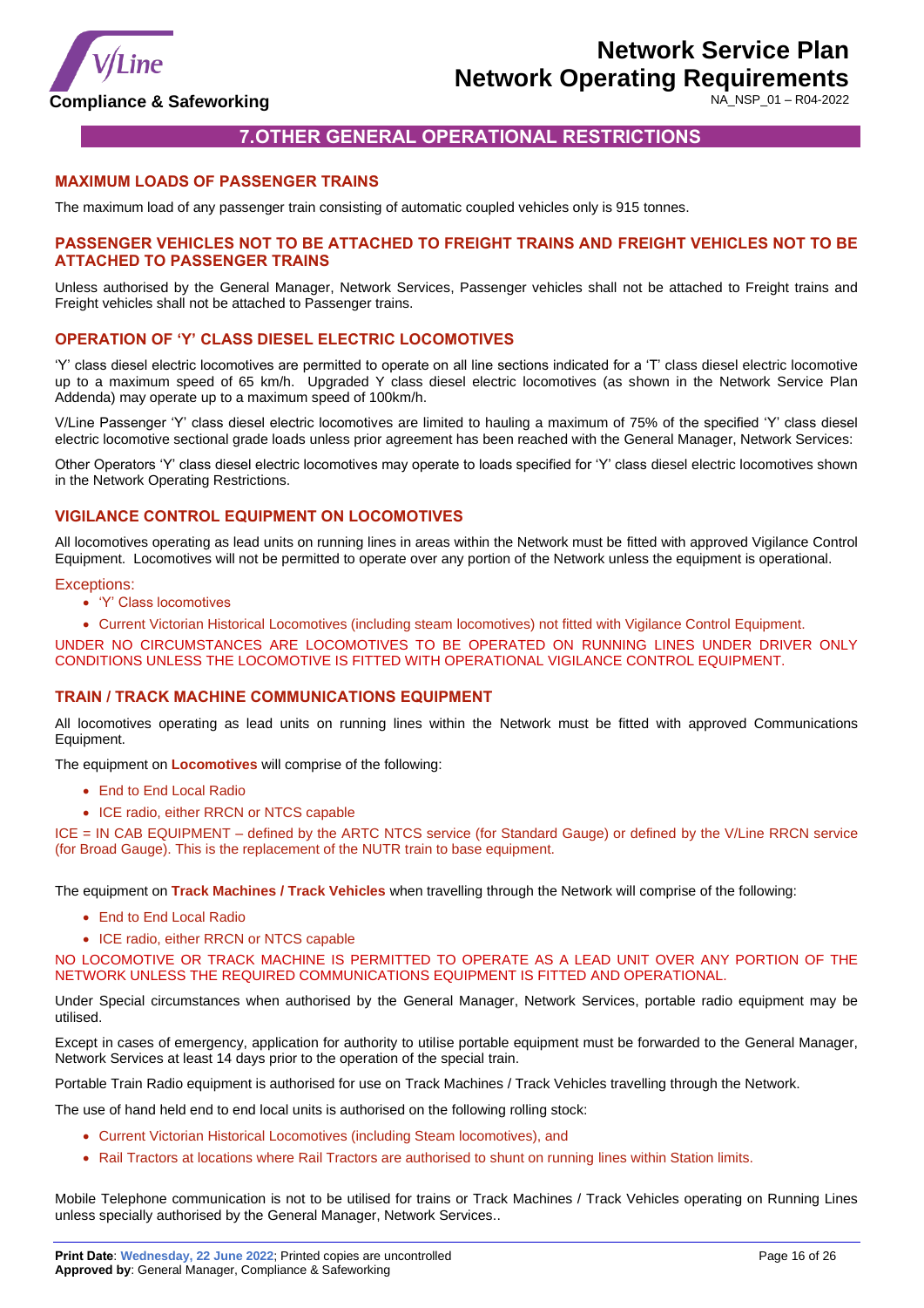# 7.OTHER GENERAL OPERATIONAL RESTRICTIONS

## MAXIMUM LOADS OF PASSENGER TRAINS

The maximum load of any passenger train consisting of automatic coupled vehicles only is 915 tonnes.

## PASSENGER VEHICLES NOT TO BE ATTACHED TO FREIGHT TRAINS AND FREIGHT VEHICLES NOT TO BE ATTACHED TO PASSENGER TRAINS

Unless authorised by the General Manager, Network Services, Passenger vehicles shall not be attached to Freight trains and Freight vehicles shall not be attached to Passenger trains.

## OPERATION OF 'Y' CLASS DIESEL ELECTRIC LOCOMOTIVES

'Y' class diesel electric locomotives are permitted to operate on all line sections indicated for a 'T' class diesel electric locomotive up to a maximum speed of 65 km/h. Upgraded Y class diesel electric locomotives (as shown in the Network Service Plan Addenda) may operate up to a maximum speed of 100km/h.

V/Line Passenger 'Y' class diesel electric locomotives are limited to hauling a maximum of 75% of the specified 'Y' class diesel electric locomotive sectional grade loads unless prior agreement has been reached with the General Manager, Network Services:

Other Operators 'Y' class diesel electric locomotives may operate to loads specified for 'Y' class diesel electric locomotives shown in the Network Operating Restrictions.

## VIGILANCE CONTROL EQUIPMENT ON LOCOMOTIVES

All locomotives operating as lead units on running lines in areas within the Network must be fitted with approved Vigilance Control Equipment. Locomotives will not be permitted to operate over any portion of the Network unless the equipment is operational.

Exceptions:

- 'Y' Class locomotives
- Current Victorian Historical Locomotives (including steam locomotives) not fitted with Vigilance Control Equipment.

UNDER NO CIRCUMSTANCES ARE LOCOMOTIVES TO BE OPERATED ON RUNNING LINES UNDER DRIVER ONLY CONDITIONS UNLESS THE LOCOMOTIVE IS FITTED WITH OPERATIONAL VIGILANCE CONTROL EQUIPMENT.

## TRAIN / TRACK MACHINE COMMUNICATIONS EQUIPMENT

All locomotives operating as lead units on running lines within the Network must be fitted with approved Communications Equipment.

The equipment on **Locomotives** will comprise of the following:

- End to End Local Radio
- ICE radio, either RRCN or NTCS capable

ICE = IN CAB EQUIPMENT – defined by the ARTC NTCS service (for Standard Gauge) or defined by the V/Line RRCN service (for Broad Gauge). This is the replacement of the NUTR train to base equipment.

The equipment on **Track Machines / Track Vehicles** when travelling through the Network will comprise of the following:

- End to End Local Radio
- ICE radio, either RRCN or NTCS capable

NO LOCOMOTIVE OR TRACK MACHINE IS PERMITTED TO OPERATE AS A LEAD UNIT OVER ANY PORTION OF THE NETWORK UNLESS THE REQUIRED COMMUNICATIONS EQUIPMENT IS FITTED AND OPERATIONAL.

Under Special circumstances when authorised by the General Manager, Network Services, portable radio equipment may be utilised.

Except in cases of emergency, application for authority to utilise portable equipment must be forwarded to the General Manager, Network Services at least 14 days prior to the operation of the special train.

Portable Train Radio equipment is authorised for use on Track Machines / Track Vehicles travelling through the Network.

The use of hand held end to end local units is authorised on the following rolling stock:

- Current Victorian Historical Locomotives (including Steam locomotives), and
- Rail Tractors at locations where Rail Tractors are authorised to shunt on running lines within Station limits.

Mobile Telephone communication is not to be utilised for trains or Track Machines / Track Vehicles operating on Running Lines unless specially authorised by the General Manager, Network Services..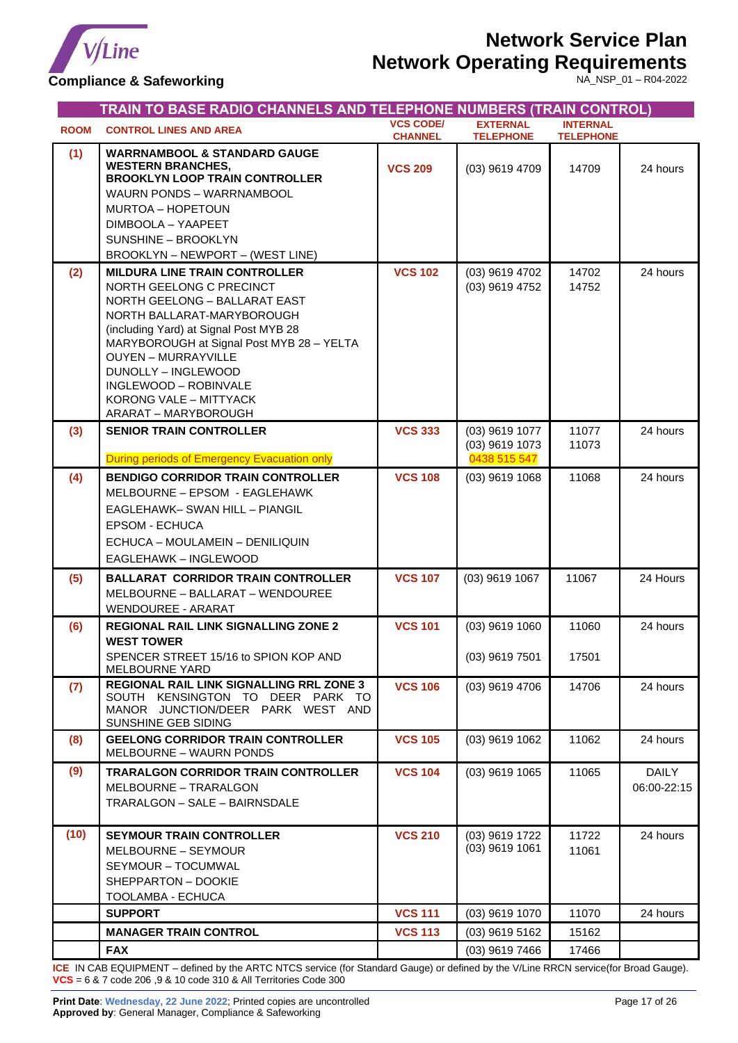## TRAIN TO BASE RADIO CHANNELS AND TELEPHONE NUMBERS (TRAIN CONTROL)

| ROOM | CONTROL LINES AND AREA | VCS CODE/ CHANNEL | EXTERNAL TELEPHONE | INTERNAL TELEPHONE | |
|---|---|---|---|---|---|
| (1) | **WARRNAMBOOL & STANDARD GAUGE WESTERN BRANCHES, BROOKLYN LOOP TRAIN CONTROLLER**<br>WAURN PONDS – WARRNAMBOOL<br>MURTOA – HOPETOUN<br>DIMBOOLA – YAAPEET<br>SUNSHINE – BROOKLYN<br>BROOKLYN – NEWPORT – (WEST LINE) | **VCS 209** | (03) 9619 4709 | 14709 | 24 hours |
| (2) | **MILDURA LINE TRAIN CONTROLLER**<br>NORTH GEELONG C PRECINCT<br>NORTH GEELONG – BALLARAT EAST<br>NORTH BALLARAT-MARYBOROUGH (including Yard) at Signal Post MYB 28<br>MARYBOROUGH at Signal Post MYB 28 – YELTA<br>OUYEN – MURRAYVILLE<br>DUNOLLY – INGLEWOOD<br>INGLEWOOD – ROBINVALE<br>KORONG VALE – MITTYACK<br>ARARAT – MARYBOROUGH | **VCS 102** | (03) 9619 4702<br>(03) 9619 4752 | 14702<br>14752 | 24 hours |
| (3) | **SENIOR TRAIN CONTROLLER**<br>During periods of Emergency Evacuation only | **VCS 333** | (03) 9619 1077<br>(03) 9619 1073<br>0438 515 547 | 11077<br>11073 | 24 hours |
| (4) | **BENDIGO CORRIDOR TRAIN CONTROLLER**<br>MELBOURNE – EPSOM - EAGLEHAWK<br>EAGLEHAWK– SWAN HILL – PIANGIL<br>EPSOM - ECHUCA<br>ECHUCA – MOULAMEIN – DENILIQUIN<br>EAGLEHAWK – INGLEWOOD | **VCS 108** | (03) 9619 1068 | 11068 | 24 hours |
| (5) | **BALLARAT CORRIDOR TRAIN CONTROLLER**<br>MELBOURNE – BALLARAT – WENDOUREE<br>WENDOUREE - ARARAT | **VCS 107** | (03) 9619 1067 | 11067 | 24 Hours |
| (6) | **REGIONAL RAIL LINK SIGNALLING ZONE 2**<br>**WEST TOWER**<br>SPENCER STREET 15/16 to SPION KOP AND MELBOURNE YARD | **VCS 101** | (03) 9619 1060<br>(03) 9619 7501 | 11060<br>17501 | 24 hours |
| (7) | **REGIONAL RAIL LINK SIGNALLING RRL ZONE 3**<br>SOUTH KENSINGTON TO DEER PARK TO MANOR JUNCTION/DEER PARK WEST AND SUNSHINE GEB SIDING | **VCS 106** | (03) 9619 4706 | 14706 | 24 hours |
| (8) | **GEELONG CORRIDOR TRAIN CONTROLLER**<br>MELBOURNE – WAURN PONDS | **VCS 105** | (03) 9619 1062 | 11062 | 24 hours |
| (9) | **TRARALGON CORRIDOR TRAIN CONTROLLER**<br>MELBOURNE – TRARALGON<br>TRARALGON – SALE – BAIRNSDALE | **VCS 104** | (03) 9619 1065 | 11065 | DAILY 06:00-22:15 |
| (10) | **SEYMOUR TRAIN CONTROLLER**<br>MELBOURNE – SEYMOUR<br>SEYMOUR – TOCUMWAL<br>SHEPPARTON – DOOKIE<br>TOOLAMBA - ECHUCA | **VCS 210** | (03) 9619 1722<br>(03) 9619 1061 | 11722<br>11061 | 24 hours |
| | **SUPPORT** | **VCS 111** | (03) 9619 1070 | 11070 | 24 hours |
| | **MANAGER TRAIN CONTROL** | **VCS 113** | (03) 9619 5162 | 15162 | |
| | **FAX** | | (03) 9619 7466 | 17466 | |

**ICE** IN CAB EQUIPMENT – defined by the ARTC NTCS service (for Standard Gauge) or defined by the V/Line RRCN service(for Broad Gauge).
**VCS** = 6 & 7 code 206 ,9 & 10 code 310 & All Territories Code 300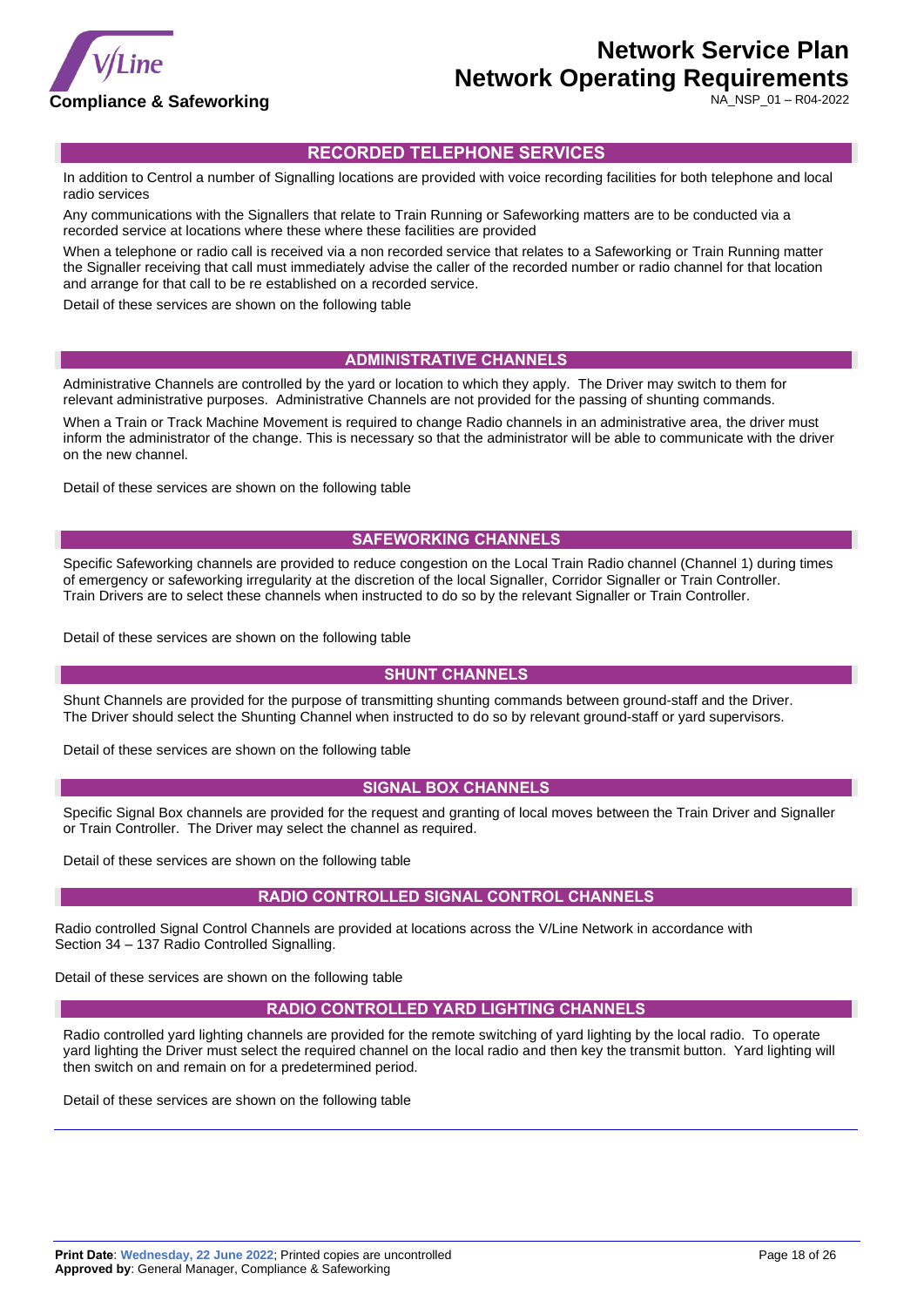## RECORDED TELEPHONE SERVICES

In addition to Control a number of Signalling locations are provided with voice recording facilities for both telephone and local radio services

Any communications with the Signallers that relate to Train Running or Safeworking matters are to be conducted via a recorded service at locations where these where these facilities are provided

When a telephone or radio call is received via a non recorded service that relates to a Safeworking or Train Running matter the Signaller receiving that call must immediately advise the caller of the recorded number or radio channel for that location and arrange for that call to be re established on a recorded service.

Detail of these services are shown on the following table

## ADMINISTRATIVE CHANNELS

Administrative Channels are controlled by the yard or location to which they apply. The Driver may switch to them for relevant administrative purposes. Administrative Channels are not provided for the passing of shunting commands.

When a Train or Track Machine Movement is required to change Radio channels in an administrative area, the driver must inform the administrator of the change. This is necessary so that the administrator will be able to communicate with the driver on the new channel.

Detail of these services are shown on the following table

## SAFEWORKING CHANNELS

Specific Safeworking channels are provided to reduce congestion on the Local Train Radio channel (Channel 1) during times of emergency or safeworking irregularity at the discretion of the local Signaller, Corridor Signaller or Train Controller. Train Drivers are to select these channels when instructed to do so by the relevant Signaller or Train Controller.

Detail of these services are shown on the following table

## SHUNT CHANNELS

Shunt Channels are provided for the purpose of transmitting shunting commands between ground-staff and the Driver. The Driver should select the Shunting Channel when instructed to do so by relevant ground-staff or yard supervisors.

Detail of these services are shown on the following table

## SIGNAL BOX CHANNELS

Specific Signal Box channels are provided for the request and granting of local moves between the Train Driver and Signaller or Train Controller. The Driver may select the channel as required.

Detail of these services are shown on the following table

## RADIO CONTROLLED SIGNAL CONTROL CHANNELS

Radio controlled Signal Control Channels are provided at locations across the V/Line Network in accordance with Section 34 – 137 Radio Controlled Signalling.

Detail of these services are shown on the following table

## RADIO CONTROLLED YARD LIGHTING CHANNELS

Radio controlled yard lighting channels are provided for the remote switching of yard lighting by the local radio. To operate yard lighting the Driver must select the required channel on the local radio and then key the transmit button. Yard lighting will then switch on and remain on for a predetermined period.

Detail of these services are shown on the following table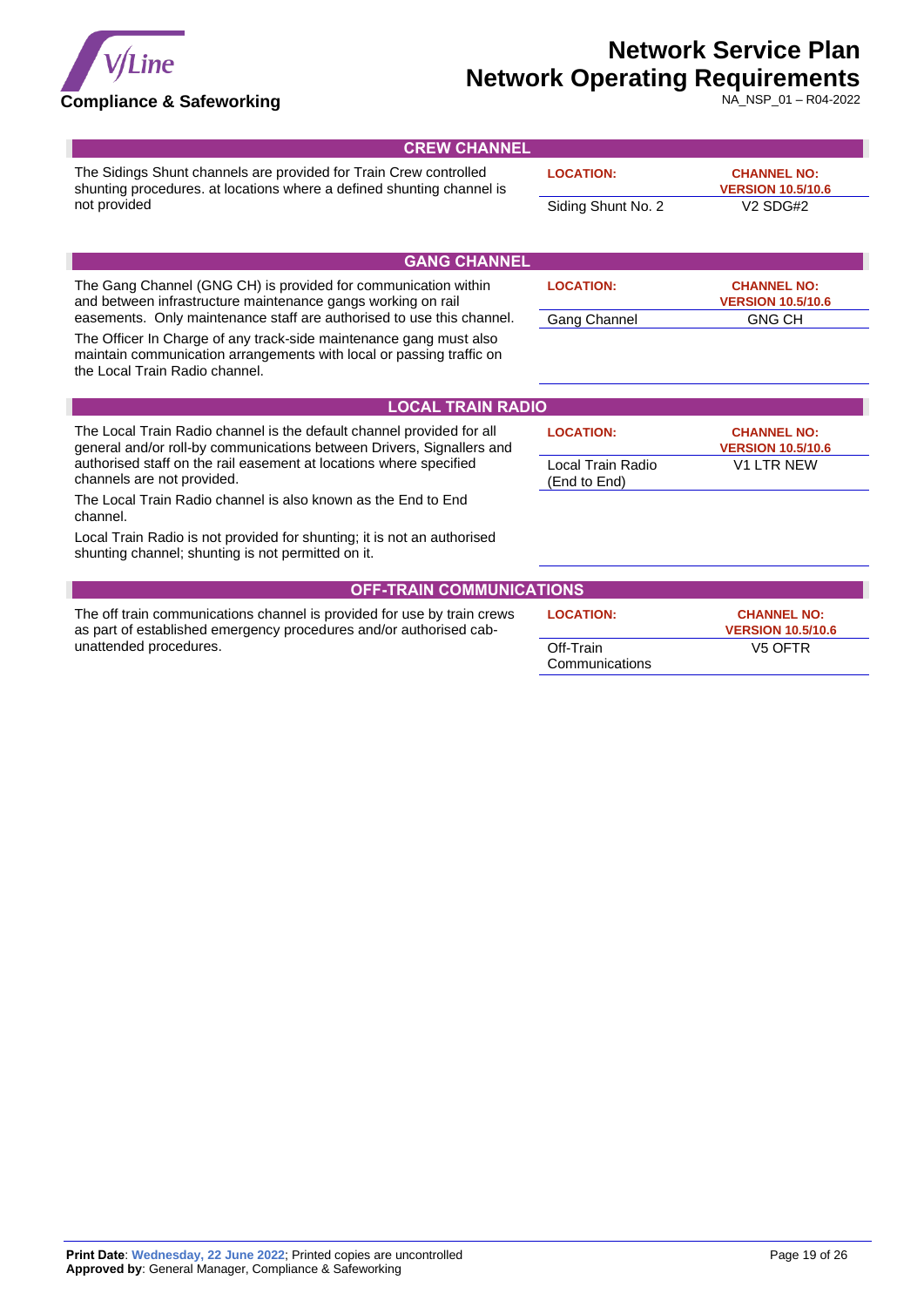## CREW CHANNEL

The Sidings Shunt channels are provided for Train Crew controlled shunting procedures. at locations where a defined shunting channel is not provided

| LOCATION: | CHANNEL NO: VERSION 10.5/10.6 |
|---|---|
| Siding Shunt No. 2 | V2 SDG#2 |

## GANG CHANNEL

The Gang Channel (GNG CH) is provided for communication within and between infrastructure maintenance gangs working on rail easements. Only maintenance staff are authorised to use this channel.

The Officer In Charge of any track-side maintenance gang must also maintain communication arrangements with local or passing traffic on the Local Train Radio channel.

| LOCATION: | CHANNEL NO: VERSION 10.5/10.6 |
|---|---|
| Gang Channel | GNG CH |

## LOCAL TRAIN RADIO

The Local Train Radio channel is the default channel provided for all general and/or roll-by communications between Drivers, Signallers and authorised staff on the rail easement at locations where specified channels are not provided.

The Local Train Radio channel is also known as the End to End channel.

Local Train Radio is not provided for shunting; it is not an authorised shunting channel; shunting is not permitted on it.

| LOCATION: | CHANNEL NO: VERSION 10.5/10.6 |
|---|---|
| Local Train Radio (End to End) | V1 LTR NEW |

## OFF-TRAIN COMMUNICATIONS

The off train communications channel is provided for use by train crews as part of established emergency procedures and/or authorised cab-unattended procedures.

| LOCATION: | CHANNEL NO: VERSION 10.5/10.6 |
|---|---|
| Off-Train Communications | V5 OFTR |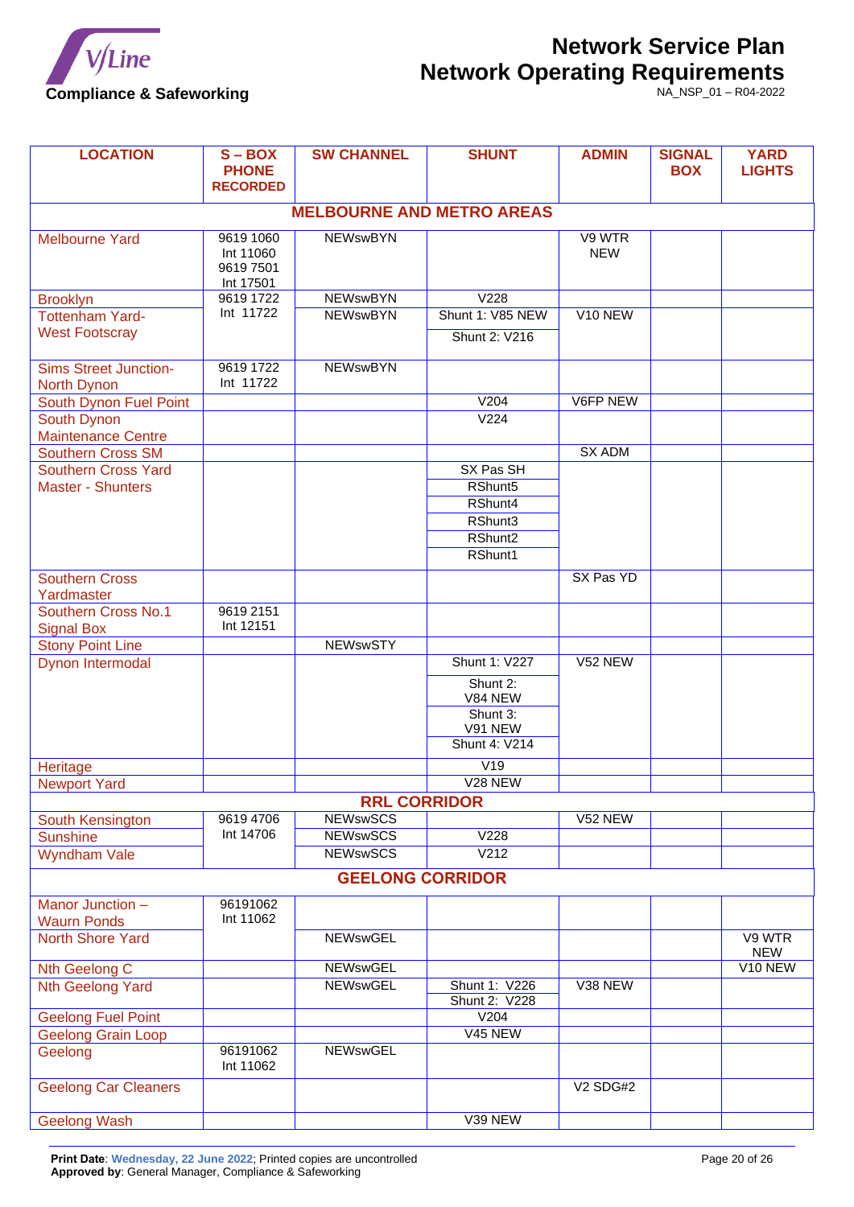| LOCATION | S – BOX PHONE RECORDED | SW CHANNEL | SHUNT | ADMIN | SIGNAL BOX | YARD LIGHTS |
|---|---|---|---|---|---|---|
| **MELBOURNE AND METRO AREAS** | | | | | | |
| Melbourne Yard | 9619 1060 Int 11060 9619 7501 Int 17501 | NEWswBYN | | V9 WTR NEW | | |
| Brooklyn | 9619 1722 Int 11722 | NEWswBYN | V228 | | | |
| Tottenham Yard-West Footscray | | NEWswBYN | Shunt 1: V85 NEW Shunt 2: V216 | V10 NEW | | |
| Sims Street Junction-North Dynon | 9619 1722 Int 11722 | NEWswBYN | | | | |
| South Dynon Fuel Point | | | V204 | V6FP NEW | | |
| South Dynon Maintenance Centre | | | V224 | | | |
| Southern Cross SM | | | | SX ADM | | |
| Southern Cross Yard Master - Shunters | | | SX Pas SH RShunt5 RShunt4 RShunt3 RShunt2 RShunt1 | | | |
| Southern Cross Yardmaster | | | | SX Pas YD | | |
| Southern Cross No.1 Signal Box | 9619 2151 Int 12151 | | | | | |
| Stony Point Line | | NEWswSTY | | | | |
| Dynon Intermodal | | | Shunt 1: V227 Shunt 2: V84 NEW Shunt 3: V91 NEW Shunt 4: V214 | V52 NEW | | |
| Heritage | | | V19 | | | |
| Newport Yard | | | V28 NEW | | | |
| **RRL CORRIDOR** | | | | | | |
| South Kensington | 9619 4706 Int 14706 | NEWswSCS | | V52 NEW | | |
| Sunshine | | NEWswSCS | V228 | | | |
| Wyndham Vale | | NEWswSCS | V212 | | | |
| **GEELONG CORRIDOR** | | | | | | |
| Manor Junction – Waurn Ponds | 96191062 Int 11062 | | | | | |
| North Shore Yard | | NEWswGEL | | | | V9 WTR NEW |
| Nth Geelong C | | NEWswGEL | | | | V10 NEW |
| Nth Geelong Yard | | NEWswGEL | Shunt 1: V226 Shunt 2: V228 | V38 NEW | | |
| Geelong Fuel Point | | | V204 | | | |
| Geelong Grain Loop | | | V45 NEW | | | |
| Geelong | 96191062 Int 11062 | NEWswGEL | | | | |
| Geelong Car Cleaners | | | | V2 SDG#2 | | |
| Geelong Wash | | | V39 NEW | | | |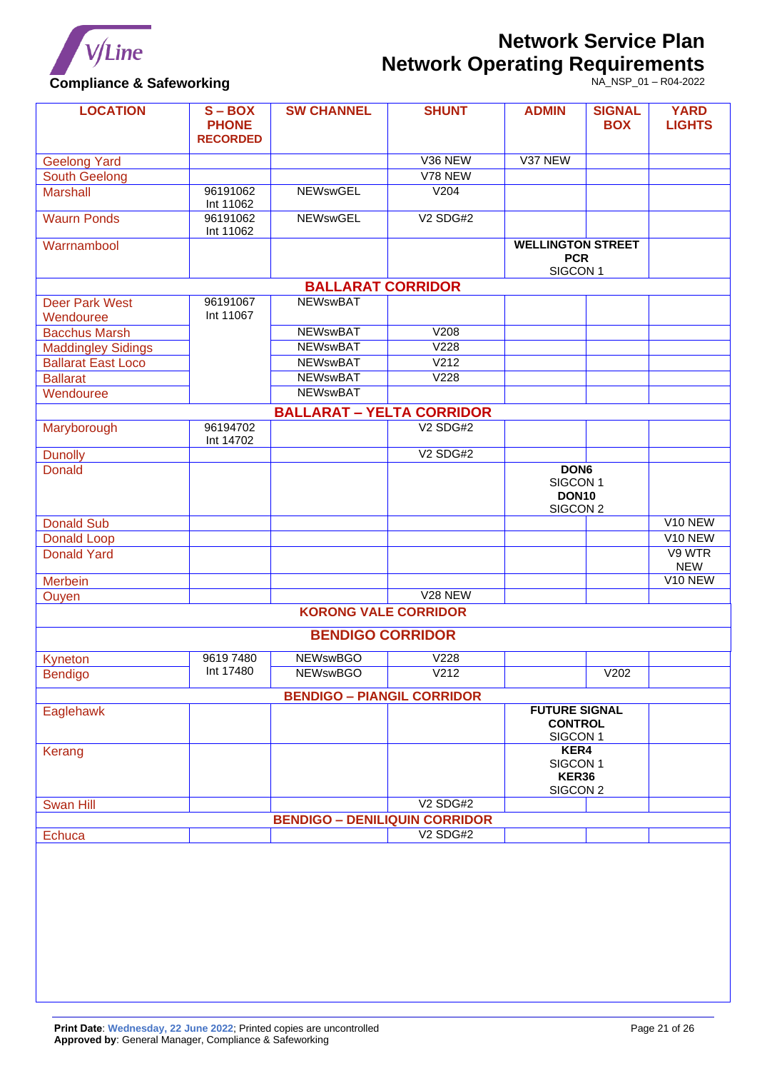| LOCATION | S – BOX PHONE RECORDED | SW CHANNEL | SHUNT | ADMIN | SIGNAL BOX | YARD LIGHTS |
|---|---|---|---|---|---|---|
| Geelong Yard | | | V36 NEW | V37 NEW | | |
| South Geelong | | | V78 NEW | | | |
| Marshall | 96191062 Int 11062 | NEWswGEL | V204 | | | |
| Waurn Ponds | 96191062 Int 11062 | NEWswGEL | V2 SDG#2 | | | |
| Warrnambool | | | | **WELLINGTON STREET PCR** SIGCON 1 | | |
| **BALLARAT CORRIDOR** | | | | | | |
| Deer Park West Wendouree | 96191067 Int 11067 | NEWswBAT | | | | |
| Bacchus Marsh | | NEWswBAT | V208 | | | |
| Maddingley Sidings | | NEWswBAT | V228 | | | |
| Ballarat East Loco | | NEWswBAT | V212 | | | |
| Ballarat | | NEWswBAT | V228 | | | |
| Wendouree | | NEWswBAT | | | | |
| **BALLARAT – YELTA CORRIDOR** | | | | | | |
| Maryborough | 96194702 Int 14702 | | V2 SDG#2 | | | |
| Dunolly | | | V2 SDG#2 | | | |
| Donald | | | | **DON6** SIGCON 1 **DON10** SIGCON 2 | | |
| Donald Sub | | | | | | V10 NEW |
| Donald Loop | | | | | | V10 NEW |
| Donald Yard | | | | | | V9 WTR NEW |
| Merbein | | | | | | V10 NEW |
| Ouyen | | | V28 NEW | | | |
| **KORONG VALE CORRIDOR** | | | | | | |
| **BENDIGO CORRIDOR** | | | | | | |
| Kyneton | 9619 7480 Int 17480 | NEWswBGO | V228 | | | |
| Bendigo | | NEWswBGO | V212 | | V202 | |
| **BENDIGO – PIANGIL CORRIDOR** | | | | | | |
| Eaglehawk | | | | **FUTURE SIGNAL CONTROL** SIGCON 1 | | |
| Kerang | | | | **KER4** SIGCON 1 **KER36** SIGCON 2 | | |
| Swan Hill | | | V2 SDG#2 | | | |
| **BENDIGO – DENILIQUIN CORRIDOR** | | | | | | |
| Echuca | | | V2 SDG#2 | | | |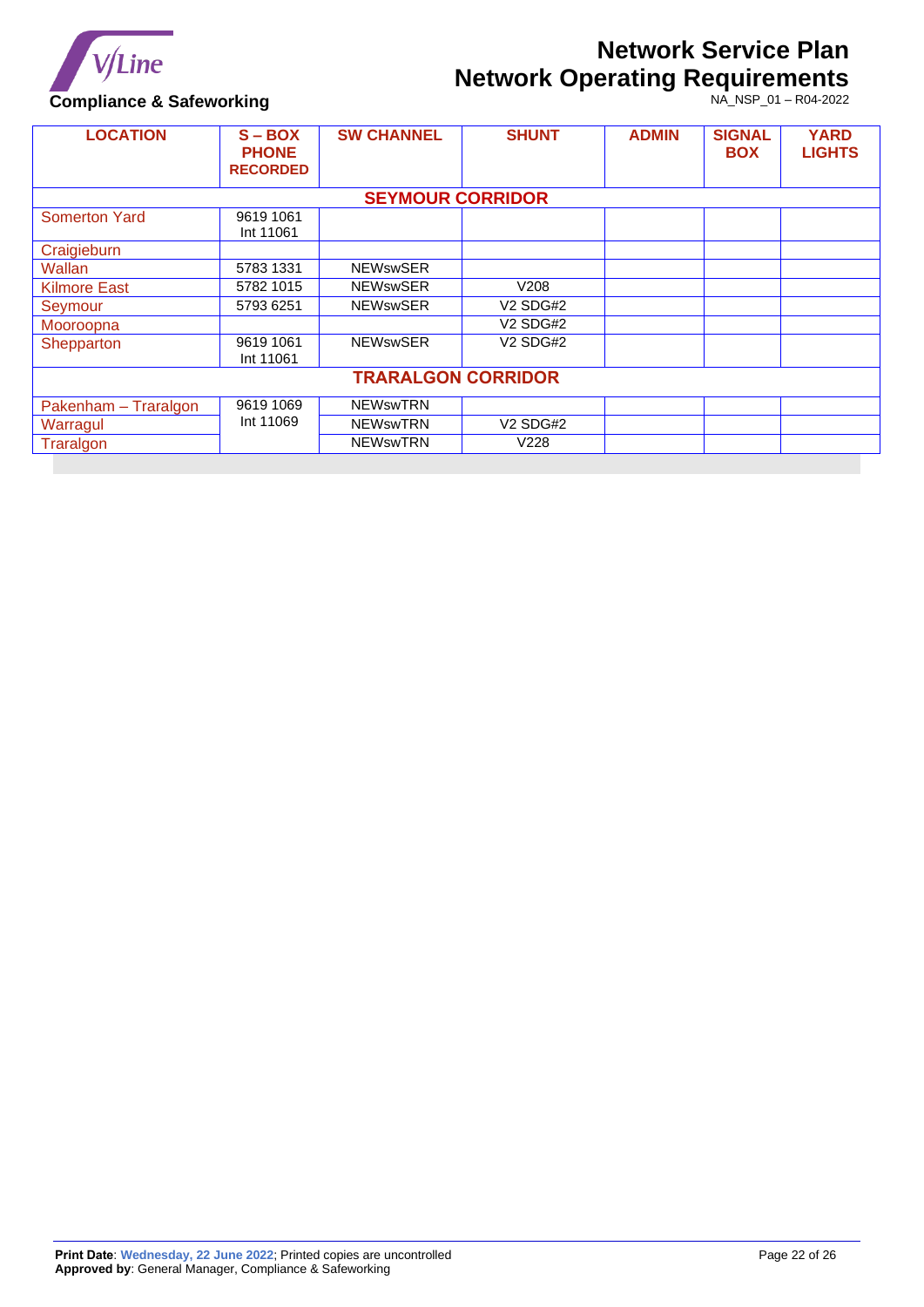| LOCATION | S – BOX PHONE RECORDED | SW CHANNEL | SHUNT | ADMIN | SIGNAL BOX | YARD LIGHTS |
|---|---|---|---|---|---|---|
| **SEYMOUR CORRIDOR** | | | | | | |
| Somerton Yard | 9619 1061 Int 11061 | | | | | |
| Craigieburn | | | | | | |
| Wallan | 5783 1331 | NEWswSER | | | | |
| Kilmore East | 5782 1015 | NEWswSER | V208 | | | |
| Seymour | 5793 6251 | NEWswSER | V2 SDG#2 | | | |
| Mooroopna | | | V2 SDG#2 | | | |
| Shepparton | 9619 1061 Int 11061 | NEWswSER | V2 SDG#2 | | | |
| **TRARALGON CORRIDOR** | | | | | | |
| Pakenham – Traralgon | 9619 1069 Int 11069 | NEWswTRN | | | | |
| Warragul | | NEWswTRN | V2 SDG#2 | | | |
| Traralgon | | NEWswTRN | V228 | | | |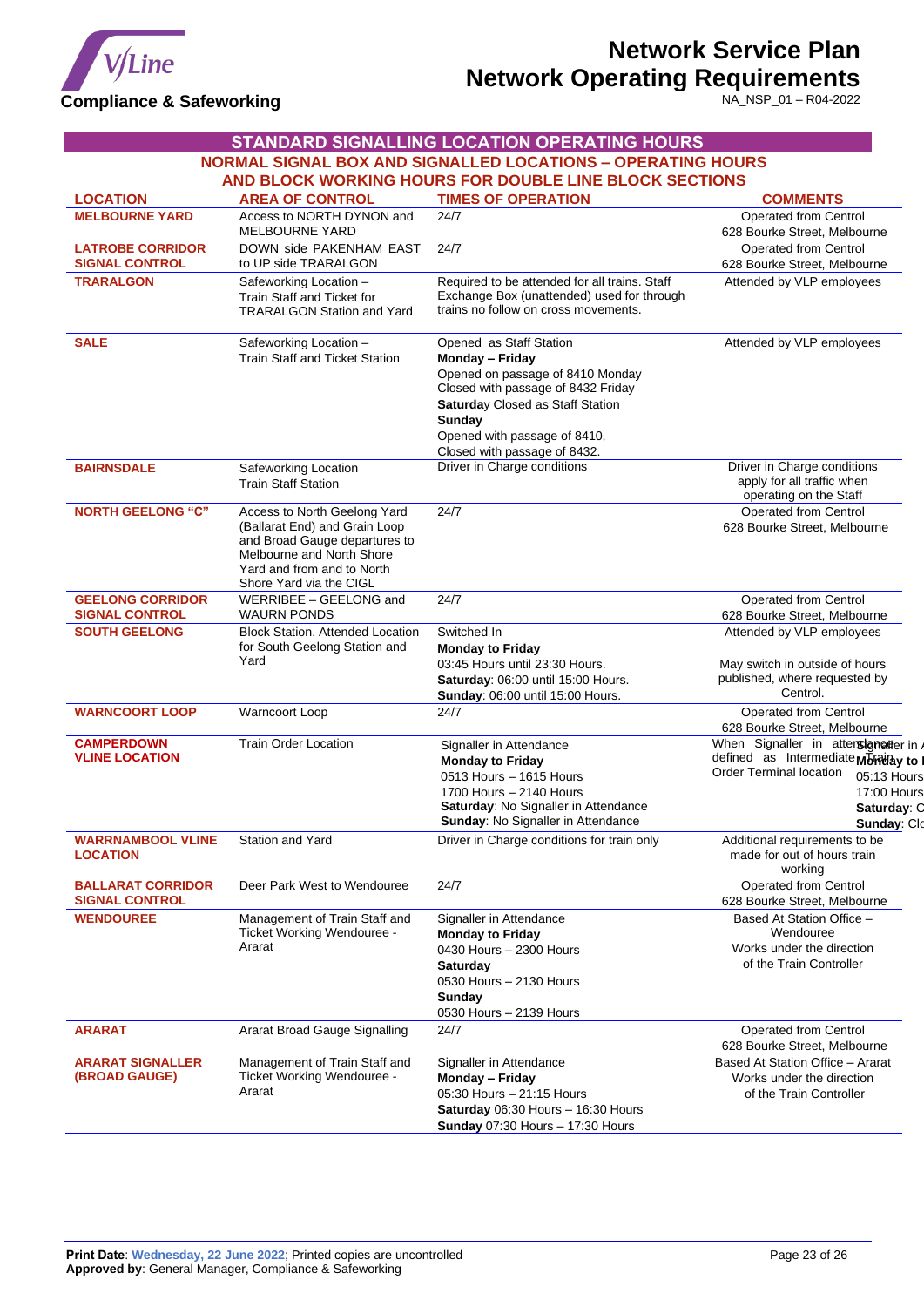## STANDARD SIGNALLING LOCATION OPERATING HOURS

### NORMAL SIGNAL BOX AND SIGNALLED LOCATIONS – OPERATING HOURS AND BLOCK WORKING HOURS FOR DOUBLE LINE BLOCK SECTIONS

| LOCATION | AREA OF CONTROL | TIMES OF OPERATION | COMMENTS |
|---|---|---|---|
| **MELBOURNE YARD** | Access to NORTH DYNON and MELBOURNE YARD | 24/7 | Operated from Central 628 Bourke Street, Melbourne |
| **LATROBE CORRIDOR SIGNAL CONTROL** | DOWN side PAKENHAM EAST to UP side TRARALGON | 24/7 | Operated from Central 628 Bourke Street, Melbourne |
| **TRARALGON** | Safeworking Location – Train Staff and Ticket for TRARALGON Station and Yard | Required to be attended for all trains. Staff Exchange Box (unattended) used for through trains no follow on cross movements. | Attended by VLP employees |
| **SALE** | Safeworking Location – Train Staff and Ticket Station | Opened as Staff Station<br>**Monday – Friday**<br>Opened on passage of 8410 Monday<br>Closed with passage of 8432 Friday<br>**Saturday** Closed as Staff Station<br>**Sunday**<br>Opened with passage of 8410,<br>Closed with passage of 8432. | Attended by VLP employees |
| **BAIRNSDALE** | Safeworking Location Train Staff Station | Driver in Charge conditions | Driver in Charge conditions apply for all traffic when operating on the Staff |
| **NORTH GEELONG "C"** | Access to North Geelong Yard (Ballarat End) and Grain Loop and Broad Gauge departures to Melbourne and North Shore Yard and from and to North Shore Yard via the CIGL | 24/7 | Operated from Central 628 Bourke Street, Melbourne |
| **GEELONG CORRIDOR SIGNAL CONTROL** | WERRIBEE – GEELONG and WAURN PONDS | 24/7 | Operated from Central 628 Bourke Street, Melbourne |
| **SOUTH GEELONG** | Block Station. Attended Location for South Geelong Station and Yard | Switched In<br>**Monday to Friday**<br>03:45 Hours until 23:30 Hours.<br>**Saturday**: 06:00 until 15:00 Hours.<br>**Sunday**: 06:00 until 15:00 Hours. | Attended by VLP employees<br><br>May switch in outside of hours published, where requested by Control. |
| **WARNCOORT LOOP** | Warncoort Loop | 24/7 | Operated from Central 628 Bourke Street, Melbourne |
| **CAMPERDOWN VLINE LOCATION** | Train Order Location | Signaller in Attendance<br>**Monday to Friday**<br>0513 Hours – 1615 Hours<br>1700 Hours – 2140 Hours<br>**Saturday**: No Signaller in Attendance<br>**Sunday**: No Signaller in Attendance | When Signaller in attendance defined as Intermediate Train Order Terminal location |
| **WARRNAMBOOL VLINE LOCATION** | Station and Yard | Driver in Charge conditions for train only | Additional requirements to be made for out of hours train working |
| **BALLARAT CORRIDOR SIGNAL CONTROL** | Deer Park West to Wendouree | 24/7 | Operated from Central 628 Bourke Street, Melbourne |
| **WENDOUREE** | Management of Train Staff and Ticket Working Wendouree - Ararat | Signaller in Attendance<br>**Monday to Friday**<br>0430 Hours – 2300 Hours<br>**Saturday**<br>0530 Hours – 2130 Hours<br>**Sunday**<br>0530 Hours – 2139 Hours | Based At Station Office – Wendouree<br>Works under the direction of the Train Controller |
| **ARARAT** | Ararat Broad Gauge Signalling | 24/7 | Operated from Central 628 Bourke Street, Melbourne |
| **ARARAT SIGNALLER (BROAD GAUGE)** | Management of Train Staff and Ticket Working Wendouree - Ararat | Signaller in Attendance<br>**Monday – Friday**<br>05:30 Hours – 21:15 Hours<br>**Saturday** 06:30 Hours – 16:30 Hours<br>**Sunday** 07:30 Hours – 17:30 Hours | Based At Station Office – Ararat<br>Works under the direction of the Train Controller |

**Print Date**: Wednesday, 22 June 2022; Printed copies are uncontrolled
**Approved by**: General Manager, Compliance & Safeworking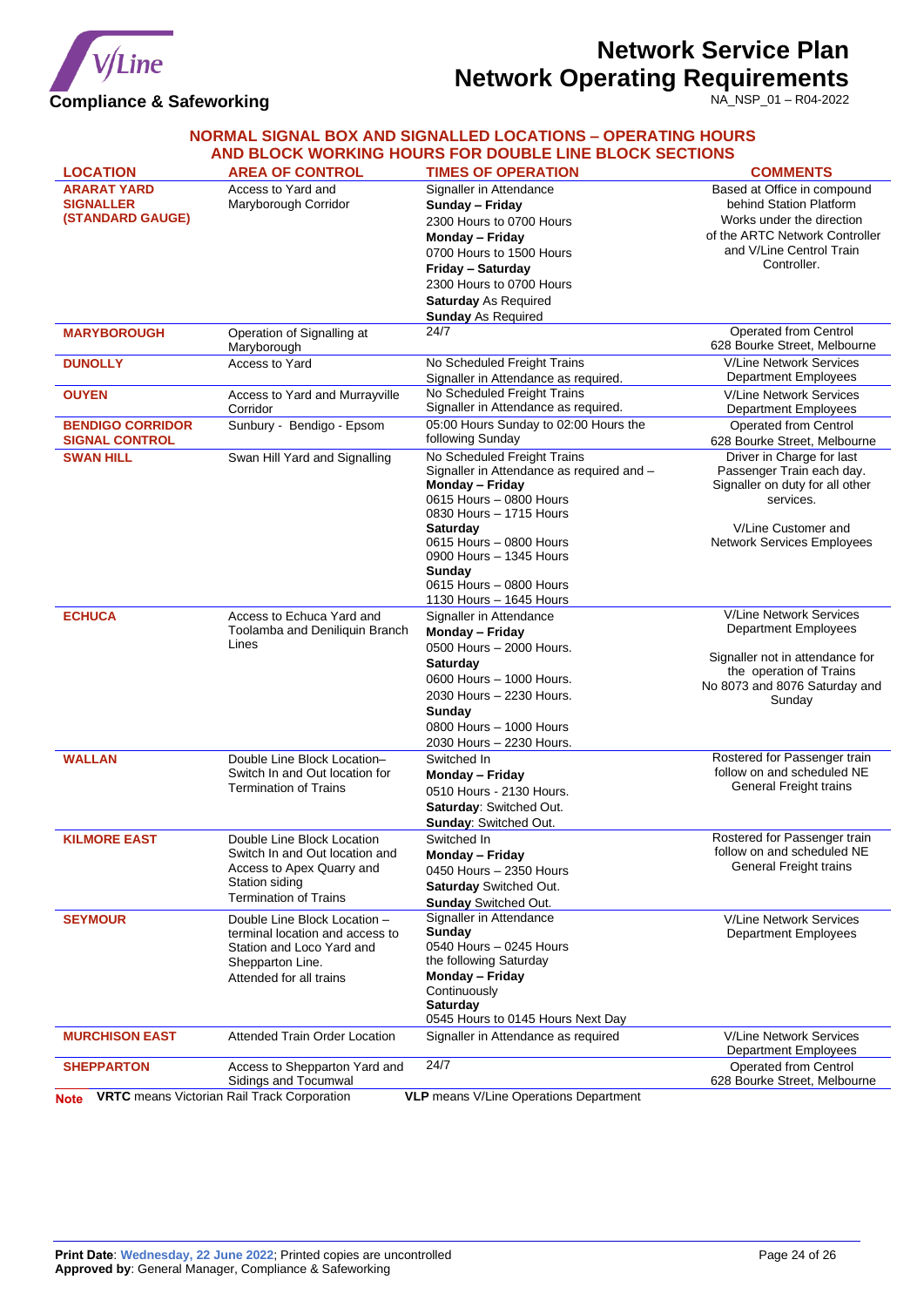## NORMAL SIGNAL BOX AND SIGNALLED LOCATIONS – OPERATING HOURS AND BLOCK WORKING HOURS FOR DOUBLE LINE BLOCK SECTIONS

| LOCATION | AREA OF CONTROL | TIMES OF OPERATION | COMMENTS |
|---|---|---|---|
| **ARARAT YARD SIGNALLER (STANDARD GAUGE)** | Access to Yard and Maryborough Corridor | Signaller in Attendance<br>**Sunday – Friday**<br>2300 Hours to 0700 Hours<br>**Monday – Friday**<br>0700 Hours to 1500 Hours<br>**Friday – Saturday**<br>2300 Hours to 0700 Hours<br>**Saturday** As Required<br>**Sunday** As Required | Based at Office in compound behind Station Platform Works under the direction of the ARTC Network Controller and V/Line Control Train Controller. |
| **MARYBOROUGH** | Operation of Signalling at Maryborough | 24/7 | Operated from Control 628 Bourke Street, Melbourne |
| **DUNOLLY** | Access to Yard | No Scheduled Freight Trains<br>Signaller in Attendance as required. | V/Line Network Services Department Employees |
| **OUYEN** | Access to Yard and Murrayville Corridor | No Scheduled Freight Trains<br>Signaller in Attendance as required. | V/Line Network Services Department Employees |
| **BENDIGO CORRIDOR SIGNAL CONTROL** | Sunbury - Bendigo - Epsom | 05:00 Hours Sunday to 02:00 Hours the following Sunday | Operated from Control 628 Bourke Street, Melbourne |
| **SWAN HILL** | Swan Hill Yard and Signalling | No Scheduled Freight Trains<br>Signaller in Attendance as required and –<br>**Monday – Friday**<br>0615 Hours – 0800 Hours<br>0830 Hours – 1715 Hours<br>**Saturday**<br>0615 Hours – 0800 Hours<br>0900 Hours – 1345 Hours<br>**Sunday**<br>0615 Hours – 0800 Hours<br>1130 Hours – 1645 Hours | Driver in Charge for last Passenger Train each day. Signaller on duty for all other services.<br><br>V/Line Customer and Network Services Employees |
| **ECHUCA** | Access to Echuca Yard and Toolamba and Deniliquin Branch Lines | Signaller in Attendance<br>**Monday – Friday**<br>0500 Hours – 2000 Hours.<br>**Saturday**<br>0600 Hours – 1000 Hours.<br>2030 Hours – 2230 Hours.<br>**Sunday**<br>0800 Hours – 1000 Hours<br>2030 Hours – 2230 Hours. | V/Line Network Services Department Employees<br><br>Signaller not in attendance for the operation of Trains No 8073 and 8076 Saturday and Sunday |
| **WALLAN** | Double Line Block Location– Switch In and Out location for Termination of Trains | Switched In<br>**Monday – Friday**<br>0510 Hours - 2130 Hours.<br>**Saturday**: Switched Out.<br>**Sunday**: Switched Out. | Rostered for Passenger train follow on and scheduled NE General Freight trains |
| **KILMORE EAST** | Double Line Block Location Switch In and Out location and Access to Apex Quarry and Station siding Termination of Trains | Switched In<br>**Monday – Friday**<br>0450 Hours – 2350 Hours<br>**Saturday** Switched Out.<br>**Sunday** Switched Out. | Rostered for Passenger train follow on and scheduled NE General Freight trains |
| **SEYMOUR** | Double Line Block Location – terminal location and access to Station and Loco Yard and Shepparton Line.<br>Attended for all trains | Signaller in Attendance<br>**Sunday**<br>0540 Hours – 0245 Hours the following Saturday<br>**Monday – Friday**<br>Continuously<br>**Saturday**<br>0545 Hours to 0145 Hours Next Day | V/Line Network Services Department Employees |
| **MURCHISON EAST** | Attended Train Order Location | Signaller in Attendance as required | V/Line Network Services Department Employees |
| **SHEPPARTON** | Access to Shepparton Yard and Sidings and Tocumwal | 24/7 | Operated from Control 628 Bourke Street, Melbourne |

**Note** **VRTC** means Victorian Rail Track Corporation **VLP** means V/Line Operations Department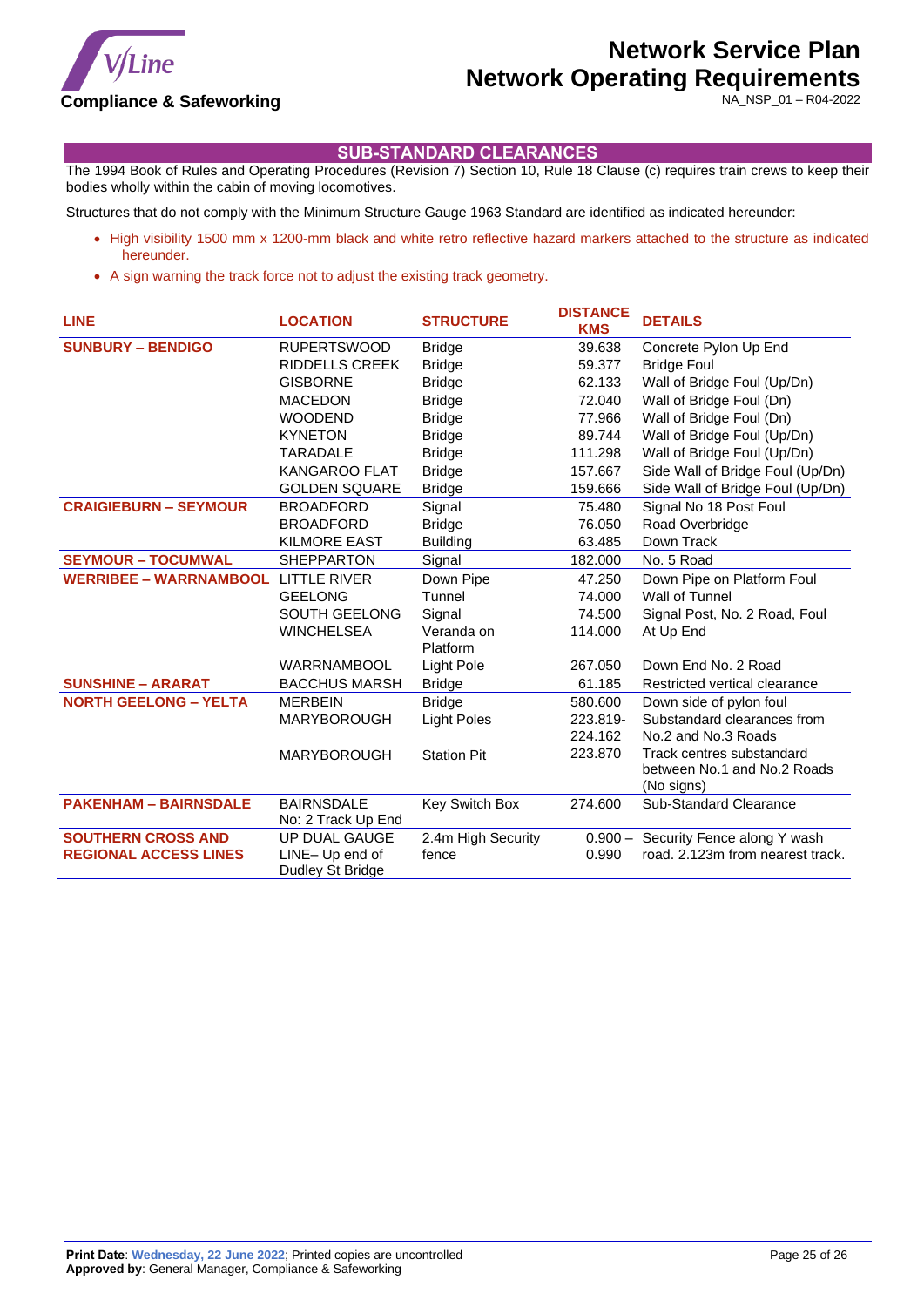## SUB-STANDARD CLEARANCES

The 1994 Book of Rules and Operating Procedures (Revision 7) Section 10, Rule 18 Clause (c) requires train crews to keep their bodies wholly within the cabin of moving locomotives.

Structures that do not comply with the Minimum Structure Gauge 1963 Standard are identified as indicated hereunder:

- High visibility 1500 mm x 1200-mm black and white retro reflective hazard markers attached to the structure as indicated hereunder.
- A sign warning the track force not to adjust the existing track geometry.

| LINE | LOCATION | STRUCTURE | DISTANCE KMS | DETAILS |
|---|---|---|---|---|
| SUNBURY – BENDIGO | RUPERTSWOOD | Bridge | 39.638 | Concrete Pylon Up End |
| | RIDDELLS CREEK | Bridge | 59.377 | Bridge Foul |
| | GISBORNE | Bridge | 62.133 | Wall of Bridge Foul (Up/Dn) |
| | MACEDON | Bridge | 72.040 | Wall of Bridge Foul (Dn) |
| | WOODEND | Bridge | 77.966 | Wall of Bridge Foul (Dn) |
| | KYNETON | Bridge | 89.744 | Wall of Bridge Foul (Up/Dn) |
| | TARADALE | Bridge | 111.298 | Wall of Bridge Foul (Up/Dn) |
| | KANGAROO FLAT | Bridge | 157.667 | Side Wall of Bridge Foul (Up/Dn) |
| | GOLDEN SQUARE | Bridge | 159.666 | Side Wall of Bridge Foul (Up/Dn) |
| CRAIGIEBURN – SEYMOUR | BROADFORD | Signal | 75.480 | Signal No 18 Post Foul |
| | BROADFORD | Bridge | 76.050 | Road Overbridge |
| | KILMORE EAST | Building | 63.485 | Down Track |
| SEYMOUR – TOCUMWAL | SHEPPARTON | Signal | 182.000 | No. 5 Road |
| WERRIBEE – WARRNAMBOOL | LITTLE RIVER | Down Pipe | 47.250 | Down Pipe on Platform Foul |
| | GEELONG | Tunnel | 74.000 | Wall of Tunnel |
| | SOUTH GEELONG | Signal | 74.500 | Signal Post, No. 2 Road, Foul |
| | WINCHELSEA | Veranda on Platform | 114.000 | At Up End |
| | WARRNAMBOOL | Light Pole | 267.050 | Down End No. 2 Road |
| SUNSHINE – ARARAT | BACCHUS MARSH | Bridge | 61.185 | Restricted vertical clearance |
| NORTH GEELONG – YELTA | MERBEIN | Bridge | 580.600 | Down side of pylon foul |
| | MARYBOROUGH | Light Poles | 223.819-224.162 | Substandard clearances from No.2 and No.3 Roads |
| | MARYBOROUGH | Station Pit | 223.870 | Track centres substandard between No.1 and No.2 Roads (No signs) |
| PAKENHAM – BAIRNSDALE | BAIRNSDALE No: 2 Track Up End | Key Switch Box | 274.600 | Sub-Standard Clearance |
| SOUTHERN CROSS AND REGIONAL ACCESS LINES | UP DUAL GAUGE LINE– Up end of Dudley St Bridge | 2.4m High Security fence | 0.900 – 0.990 | Security Fence along Y wash road. 2.123m from nearest track. |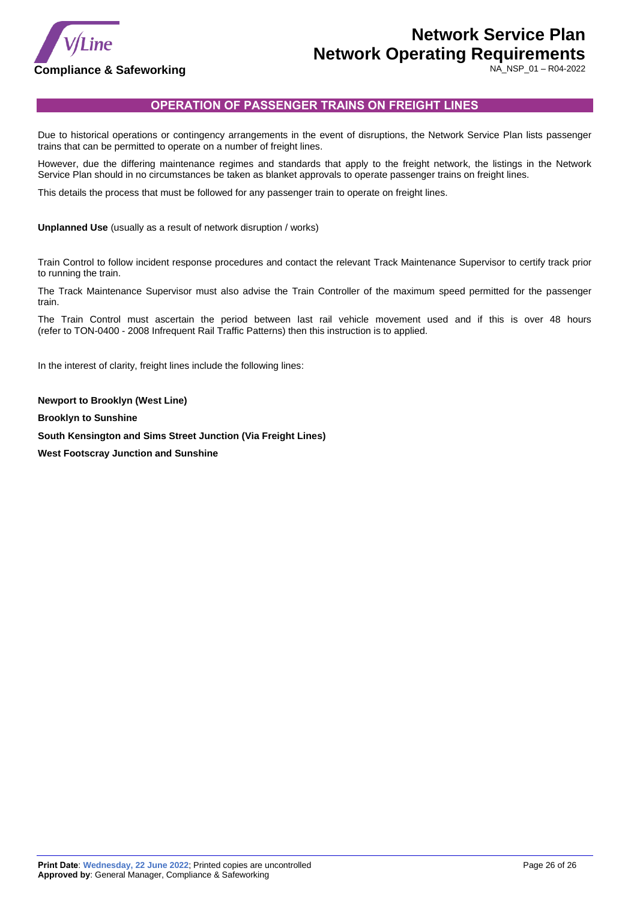## OPERATION OF PASSENGER TRAINS ON FREIGHT LINES

Due to historical operations or contingency arrangements in the event of disruptions, the Network Service Plan lists passenger trains that can be permitted to operate on a number of freight lines.

However, due the differing maintenance regimes and standards that apply to the freight network, the listings in the Network Service Plan should in no circumstances be taken as blanket approvals to operate passenger trains on freight lines.

This details the process that must be followed for any passenger train to operate on freight lines.

**Unplanned Use** (usually as a result of network disruption / works)

Train Control to follow incident response procedures and contact the relevant Track Maintenance Supervisor to certify track prior to running the train.

The Track Maintenance Supervisor must also advise the Train Controller of the maximum speed permitted for the passenger train.

The Train Control must ascertain the period between last rail vehicle movement used and if this is over 48 hours (refer to TON-0400 - 2008 Infrequent Rail Traffic Patterns) then this instruction is to applied.

In the interest of clarity, freight lines include the following lines:

**Newport to Brooklyn (West Line)**

**Brooklyn to Sunshine**

**South Kensington and Sims Street Junction (Via Freight Lines)**

**West Footscray Junction and Sunshine**